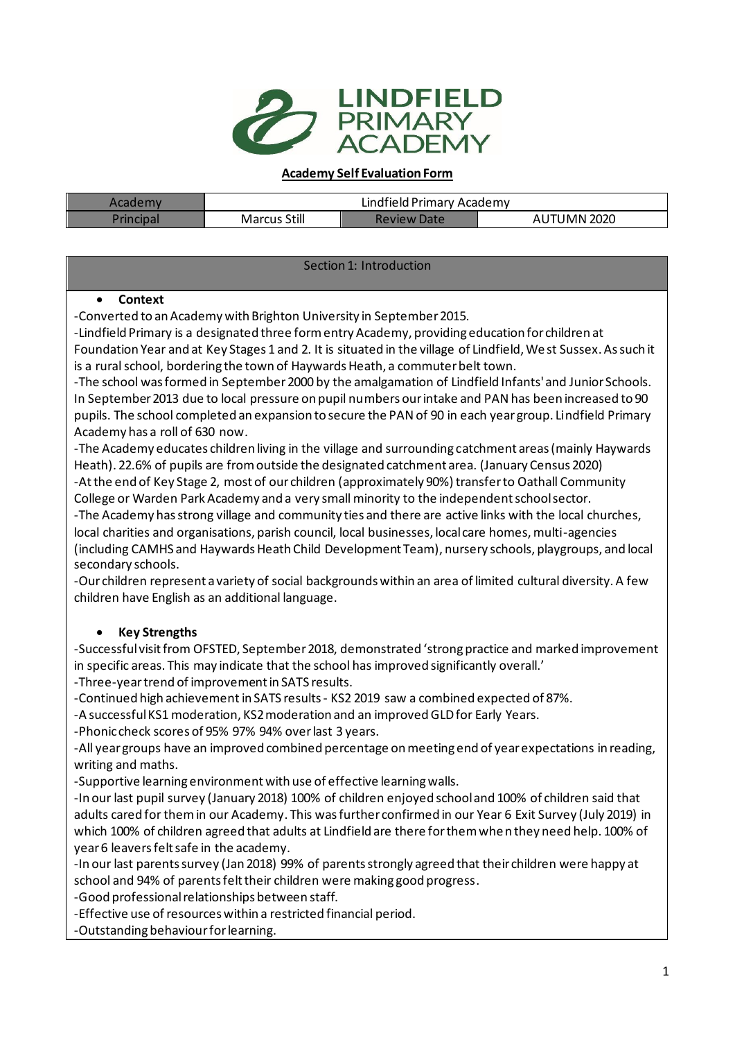LINDFIELD PRIMARY ACADEMY

**Academy Self Evaluation Form**

| Academy | Lindfield Primary Academy | | |
|---|---|---|---|
| Principal | Marcus Still | Review Date | AUTUMN 2020 |

## Section 1: Introduction

- **Context**

-Converted to an Academy with Brighton University in September 2015.
-Lindfield Primary is a designated three form entry Academy, providing education for children at Foundation Year and at Key Stages 1 and 2. It is situated in the village of Lindfield, West Sussex. As such it is a rural school, bordering the town of Haywards Heath, a commuter belt town.
-The school was formed in September 2000 by the amalgamation of Lindfield Infants' and Junior Schools. In September 2013 due to local pressure on pupil numbers our intake and PAN has been increased to 90 pupils. The school completed an expansion to secure the PAN of 90 in each year group. Lindfield Primary Academy has a roll of 630 now.
-The Academy educates children living in the village and surrounding catchment areas (mainly Haywards Heath). 22.6% of pupils are from outside the designated catchment area. (January Census 2020)
-At the end of Key Stage 2, most of our children (approximately 90%) transfer to Oathall Community College or Warden Park Academy and a very small minority to the independent school sector.
-The Academy has strong village and community ties and there are active links with the local churches, local charities and organisations, parish council, local businesses, local care homes, multi-agencies (including CAMHS and Haywards Heath Child Development Team), nursery schools, playgroups, and local secondary schools.
-Our children represent a variety of social backgrounds within an area of limited cultural diversity. A few children have English as an additional language.

- **Key Strengths**

-Successful visit from OFSTED, September 2018, demonstrated 'strong practice and marked improvement in specific areas. This may indicate that the school has improved significantly overall.'
-Three-year trend of improvement in SATS results.
-Continued high achievement in SATS results - KS2 2019 saw a combined expected of 87%.
-A successful KS1 moderation, KS2 moderation and an improved GLD for Early Years.
-Phonic check scores of 95% 97% 94% over last 3 years.
-All year groups have an improved combined percentage on meeting end of year expectations in reading, writing and maths.
-Supportive learning environment with use of effective learning walls.
-In our last pupil survey (January 2018) 100% of children enjoyed school and 100% of children said that adults cared for them in our Academy. This was further confirmed in our Year 6 Exit Survey (July 2019) in which 100% of children agreed that adults at Lindfield are there for them when they need help. 100% of year 6 leavers felt safe in the academy.
-In our last parents survey (Jan 2018) 99% of parents strongly agreed that their children were happy at school and 94% of parents felt their children were making good progress.
-Good professional relationships between staff.
-Effective use of resources within a restricted financial period.
-Outstanding behaviour for learning.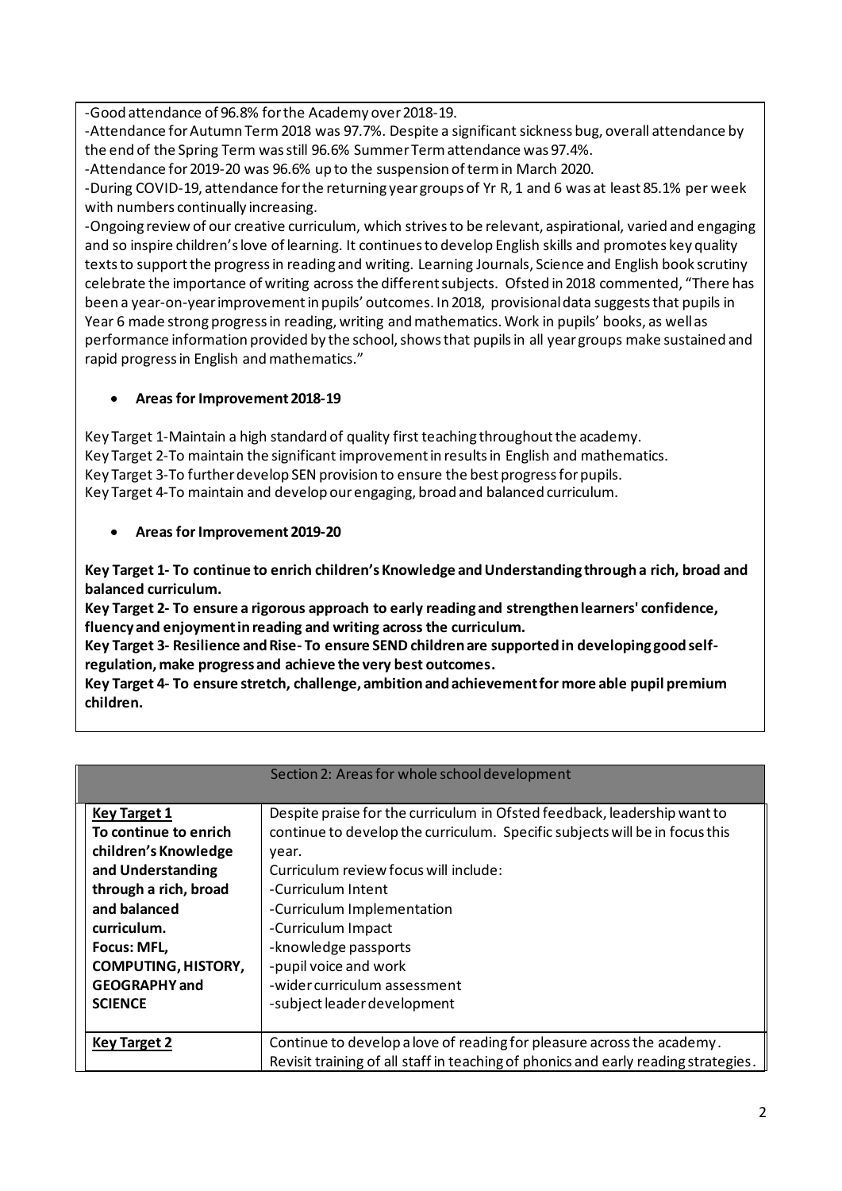-Good attendance of 96.8% for the Academy over 2018-19.

-Attendance for Autumn Term 2018 was 97.7%. Despite a significant sickness bug, overall attendance by the end of the Spring Term was still 96.6% Summer Term attendance was 97.4%.

-Attendance for 2019-20 was 96.6% up to the suspension of term in March 2020.

-During COVID-19, attendance for the returning year groups of Yr R, 1 and 6 was at least 85.1% per week with numbers continually increasing.

-Ongoing review of our creative curriculum, which strives to be relevant, aspirational, varied and engaging and so inspire children's love of learning. It continues to develop English skills and promotes key quality texts to support the progress in reading and writing. Learning Journals, Science and English book scrutiny celebrate the importance of writing across the different subjects. Ofsted in 2018 commented, "There has been a year-on-year improvement in pupils' outcomes. In 2018, provisional data suggests that pupils in Year 6 made strong progress in reading, writing and mathematics. Work in pupils' books, as well as performance information provided by the school, shows that pupils in all year groups make sustained and rapid progress in English and mathematics."

- **Areas for Improvement 2018-19**

Key Target 1-Maintain a high standard of quality first teaching throughout the academy.
Key Target 2-To maintain the significant improvement in results in English and mathematics.
Key Target 3-To further develop SEN provision to ensure the best progress for pupils.
Key Target 4-To maintain and develop our engaging, broad and balanced curriculum.

- **Areas for Improvement 2019-20**

**Key Target 1- To continue to enrich children's Knowledge and Understanding through a rich, broad and balanced curriculum.**
**Key Target 2- To ensure a rigorous approach to early reading and strengthen learners' confidence, fluency and enjoyment in reading and writing across the curriculum.**
**Key Target 3- Resilience and Rise- To ensure SEND children are supported in developing good self-regulation, make progress and achieve the very best outcomes.**
**Key Target 4- To ensure stretch, challenge, ambition and achievement for more able pupil premium children.**

| Section 2: Areas for whole school development | |
|---|---|
| **Key Target 1**<br>**To continue to enrich children's Knowledge and Understanding through a rich, broad and balanced curriculum.**<br>**Focus: MFL, COMPUTING, HISTORY, GEOGRAPHY and SCIENCE** | Despite praise for the curriculum in Ofsted feedback, leadership want to continue to develop the curriculum. Specific subjects will be in focus this year.<br>Curriculum review focus will include:<br>-Curriculum Intent<br>-Curriculum Implementation<br>-Curriculum Impact<br>-knowledge passports<br>-pupil voice and work<br>-wider curriculum assessment<br>-subject leader development |
| **Key Target 2** | Continue to develop a love of reading for pleasure across the academy.<br>Revisit training of all staff in teaching of phonics and early reading strategies. |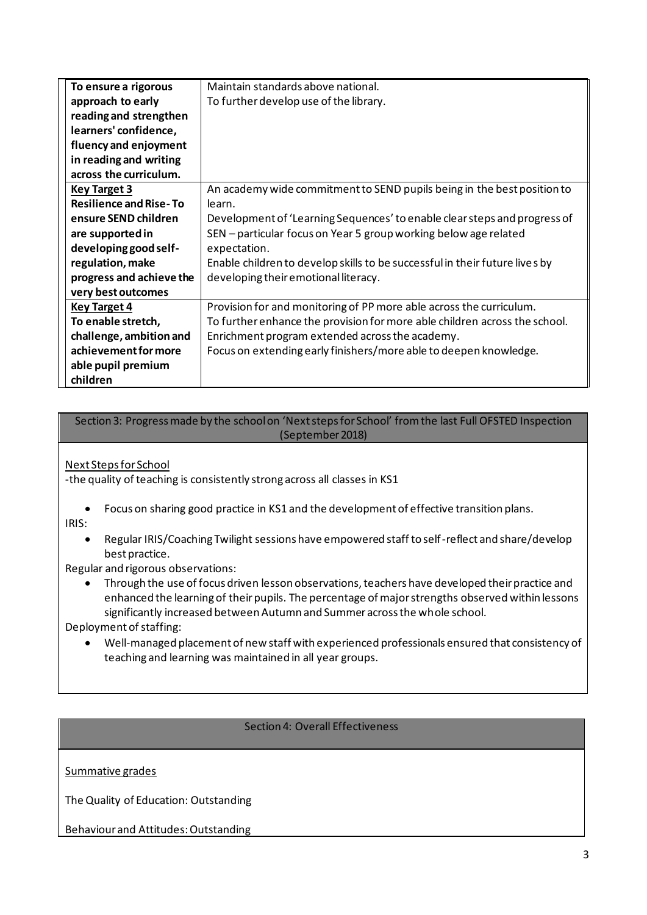| | |
|---|---|
| **To ensure a rigorous approach to early reading and strengthen learners' confidence, fluency and enjoyment in reading and writing across the curriculum.** | Maintain standards above national.<br>To further develop use of the library. |
| **<u>Key Target 3</u>**<br>**Resilience and Rise- To ensure SEND children are supported in developing good self-regulation, make progress and achieve the very best outcomes** | An academy wide commitment to SEND pupils being in the best position to learn.<br>Development of 'Learning Sequences' to enable clear steps and progress of SEN – particular focus on Year 5 group working below age related expectation.<br>Enable children to develop skills to be successful in their future lives by developing their emotional literacy. |
| **<u>Key Target 4</u>**<br>**To enable stretch, challenge, ambition and achievement for more able pupil premium children** | Provision for and monitoring of PP more able across the curriculum.<br>To further enhance the provision for more able children across the school.<br>Enrichment program extended across the academy.<br>Focus on extending early finishers/more able to deepen knowledge. |

## Section 3: Progress made by the school on 'Next steps for School' from the last Full OFSTED Inspection (September 2018)

<u>Next Steps for School</u>

-the quality of teaching is consistently strong across all classes in KS1

- Focus on sharing good practice in KS1 and the development of effective transition plans.

IRIS:

- Regular IRIS/Coaching Twilight sessions have empowered staff to self-reflect and share/develop best practice.

Regular and rigorous observations:

- Through the use of focus driven lesson observations, teachers have developed their practice and enhanced the learning of their pupils. The percentage of major strengths observed within lessons significantly increased between Autumn and Summer across the whole school.

Deployment of staffing:

- Well-managed placement of new staff with experienced professionals ensured that consistency of teaching and learning was maintained in all year groups.

## Section 4: Overall Effectiveness

<u>Summative grades</u>

The Quality of Education: Outstanding

Behaviour and Attitudes: Outstanding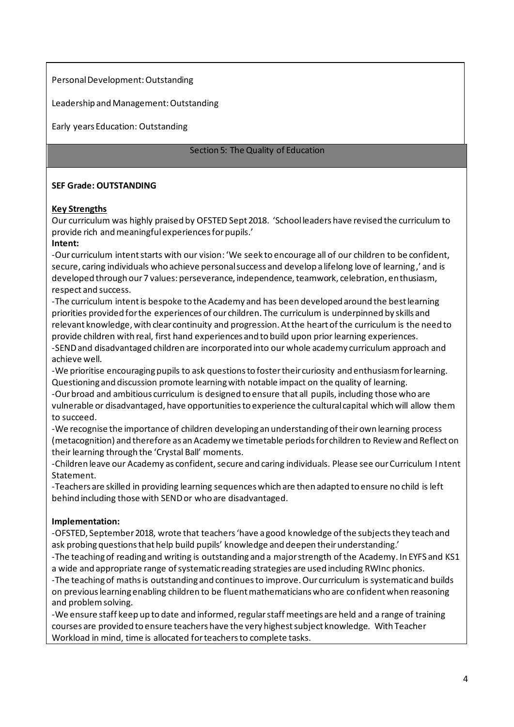Personal Development: Outstanding

Leadership and Management: Outstanding

Early years Education: Outstanding

## Section 5: The Quality of Education

**SEF Grade: OUTSTANDING**

**Key Strengths**

Our curriculum was highly praised by OFSTED Sept 2018. 'School leaders have revised the curriculum to provide rich and meaningful experiences for pupils.'

**Intent:**

-Our curriculum intent starts with our vision: 'We seek to encourage all of our children to be confident, secure, caring individuals who achieve personal success and develop a lifelong love of learning,' and is developed through our 7 values: perseverance, independence, teamwork, celebration, enthusiasm, respect and success.

-The curriculum intent is bespoke to the Academy and has been developed around the best learning priorities provided for the experiences of our children. The curriculum is underpinned by skills and relevant knowledge, with clear continuity and progression. At the heart of the curriculum is the need to provide children with real, first hand experiences and to build upon prior learning experiences.

-SEND and disadvantaged children are incorporated into our whole academy curriculum approach and achieve well.

-We prioritise encouraging pupils to ask questions to foster their curiosity and enthusiasm for learning. Questioning and discussion promote learning with notable impact on the quality of learning.

-Our broad and ambitious curriculum is designed to ensure that all pupils, including those who are vulnerable or disadvantaged, have opportunities to experience the cultural capital which will allow them to succeed.

-We recognise the importance of children developing an understanding of their own learning process (metacognition) and therefore as an Academy we timetable periods for children to Review and Reflect on their learning through the 'Crystal Ball' moments.

-Children leave our Academy as confident, secure and caring individuals. Please see our Curriculum Intent Statement.

-Teachers are skilled in providing learning sequences which are then adapted to ensure no child is left behind including those with SEND or who are disadvantaged.

**Implementation:**

-OFSTED, September 2018, wrote that teachers 'have a good knowledge of the subjects they teach and ask probing questions that help build pupils' knowledge and deepen their understanding.'

-The teaching of reading and writing is outstanding and a major strength of the Academy. In EYFS and KS1 a wide and appropriate range of systematic reading strategies are used including RWInc phonics.

-The teaching of maths is outstanding and continues to improve. Our curriculum is systematic and builds on previous learning enabling children to be fluent mathematicians who are confident when reasoning and problem solving.

-We ensure staff keep up to date and informed, regular staff meetings are held and a range of training courses are provided to ensure teachers have the very highest subject knowledge. With Teacher Workload in mind, time is allocated for teachers to complete tasks.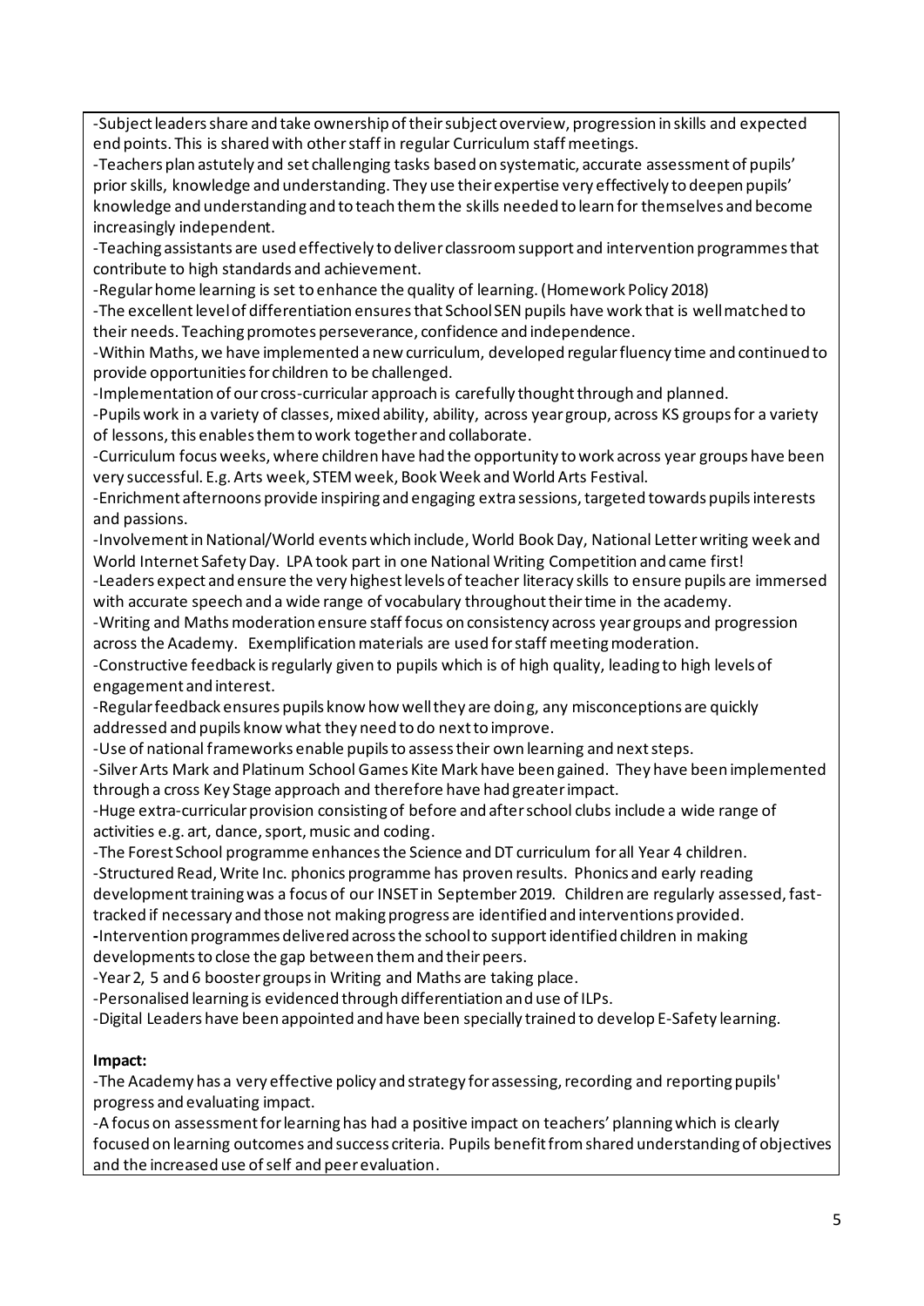-Subject leaders share and take ownership of their subject overview, progression in skills and expected end points. This is shared with other staff in regular Curriculum staff meetings.
-Teachers plan astutely and set challenging tasks based on systematic, accurate assessment of pupils' prior skills, knowledge and understanding. They use their expertise very effectively to deepen pupils' knowledge and understanding and to teach them the skills needed to learn for themselves and become increasingly independent.
-Teaching assistants are used effectively to deliver classroom support and intervention programmes that contribute to high standards and achievement.
-Regular home learning is set to enhance the quality of learning. (Homework Policy 2018)
-The excellent level of differentiation ensures that School SEN pupils have work that is well matched to their needs. Teaching promotes perseverance, confidence and independence.
-Within Maths, we have implemented a new curriculum, developed regular fluency time and continued to provide opportunities for children to be challenged.
-Implementation of our cross-curricular approach is carefully thought through and planned.
-Pupils work in a variety of classes, mixed ability, ability, across year group, across KS groups for a variety of lessons, this enables them to work together and collaborate.
-Curriculum focus weeks, where children have had the opportunity to work across year groups have been very successful. E.g. Arts week, STEM week, Book Week and World Arts Festival.
-Enrichment afternoons provide inspiring and engaging extra sessions, targeted towards pupils interests and passions.
-Involvement in National/World events which include, World Book Day, National Letter writing week and World Internet Safety Day. LPA took part in one National Writing Competition and came first!
-Leaders expect and ensure the very highest levels of teacher literacy skills to ensure pupils are immersed with accurate speech and a wide range of vocabulary throughout their time in the academy.
-Writing and Maths moderation ensure staff focus on consistency across year groups and progression across the Academy. Exemplification materials are used for staff meeting moderation.
-Constructive feedback is regularly given to pupils which is of high quality, leading to high levels of engagement and interest.
-Regular feedback ensures pupils know how well they are doing, any misconceptions are quickly addressed and pupils know what they need to do next to improve.
-Use of national frameworks enable pupils to assess their own learning and next steps.
-Silver Arts Mark and Platinum School Games Kite Mark have been gained. They have been implemented through a cross Key Stage approach and therefore have had greater impact.
-Huge extra-curricular provision consisting of before and after school clubs include a wide range of activities e.g. art, dance, sport, music and coding.
-The Forest School programme enhances the Science and DT curriculum for all Year 4 children.
-Structured Read, Write Inc. phonics programme has proven results. Phonics and early reading development training was a focus of our INSET in September 2019. Children are regularly assessed, fast-tracked if necessary and those not making progress are identified and interventions provided.
-Intervention programmes delivered across the school to support identified children in making developments to close the gap between them and their peers.
-Year 2, 5 and 6 booster groups in Writing and Maths are taking place.
-Personalised learning is evidenced through differentiation and use of ILPs.
-Digital Leaders have been appointed and have been specially trained to develop E-Safety learning.

**Impact:**

-The Academy has a very effective policy and strategy for assessing, recording and reporting pupils' progress and evaluating impact.
-A focus on assessment for learning has had a positive impact on teachers' planning which is clearly focused on learning outcomes and success criteria. Pupils benefit from shared understanding of objectives and the increased use of self and peer evaluation.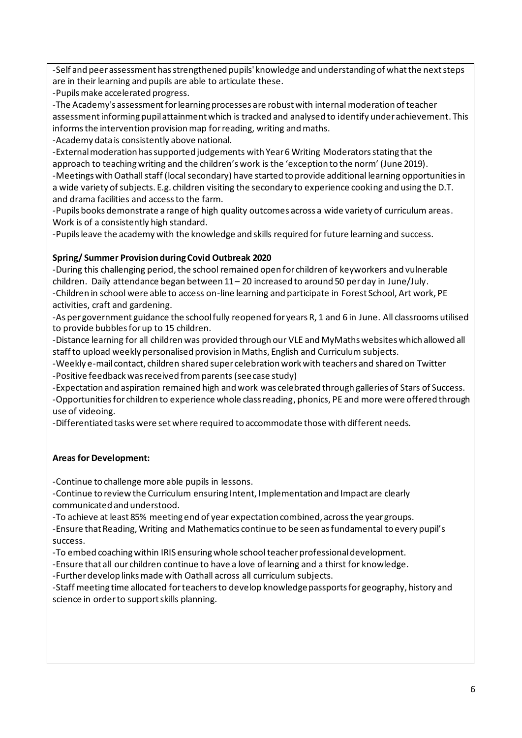-Self and peer assessment has strengthened pupils' knowledge and understanding of what the next steps are in their learning and pupils are able to articulate these.
-Pupils make accelerated progress.
-The Academy's assessment for learning processes are robust with internal moderation of teacher assessment informing pupil attainment which is tracked and analysed to identify under achievement. This informs the intervention provision map for reading, writing and maths.
-Academy data is consistently above national.
-External moderation has supported judgements with Year 6 Writing Moderators stating that the approach to teaching writing and the children's work is the 'exception to the norm' (June 2019).
-Meetings with Oathall staff (local secondary) have started to provide additional learning opportunities in a wide variety of subjects. E.g. children visiting the secondary to experience cooking and using the D.T. and drama facilities and access to the farm.
-Pupils books demonstrate a range of high quality outcomes across a wide variety of curriculum areas. Work is of a consistently high standard.
-Pupils leave the academy with the knowledge and skills required for future learning and success.

**Spring/ Summer Provision during Covid Outbreak 2020**

-During this challenging period, the school remained open for children of keyworkers and vulnerable children. Daily attendance began between 11 – 20 increased to around 50 per day in June/July.
-Children in school were able to access on-line learning and participate in Forest School, Art work, PE activities, craft and gardening.
-As per government guidance the school fully reopened for years R, 1 and 6 in June. All classrooms utilised to provide bubbles for up to 15 children.
-Distance learning for all children was provided through our VLE and MyMaths websites which allowed all staff to upload weekly personalised provision in Maths, English and Curriculum subjects.
-Weekly e-mail contact, children shared super celebration work with teachers and shared on Twitter
-Positive feedback was received from parents (see case study)
-Expectation and aspiration remained high and work was celebrated through galleries of Stars of Success.
-Opportunities for children to experience whole class reading, phonics, PE and more were offered through use of videoing.
-Differentiated tasks were set where required to accommodate those with different needs.

**Areas for Development:**

-Continue to challenge more able pupils in lessons.
-Continue to review the Curriculum ensuring Intent, Implementation and Impact are clearly communicated and understood.
-To achieve at least 85% meeting end of year expectation combined, across the year groups.
-Ensure that Reading, Writing and Mathematics continue to be seen as fundamental to every pupil's success.
-To embed coaching within IRIS ensuring whole school teacher professional development.
-Ensure that all our children continue to have a love of learning and a thirst for knowledge.
-Further develop links made with Oathall across all curriculum subjects.
-Staff meeting time allocated for teachers to develop knowledge passports for geography, history and science in order to support skills planning.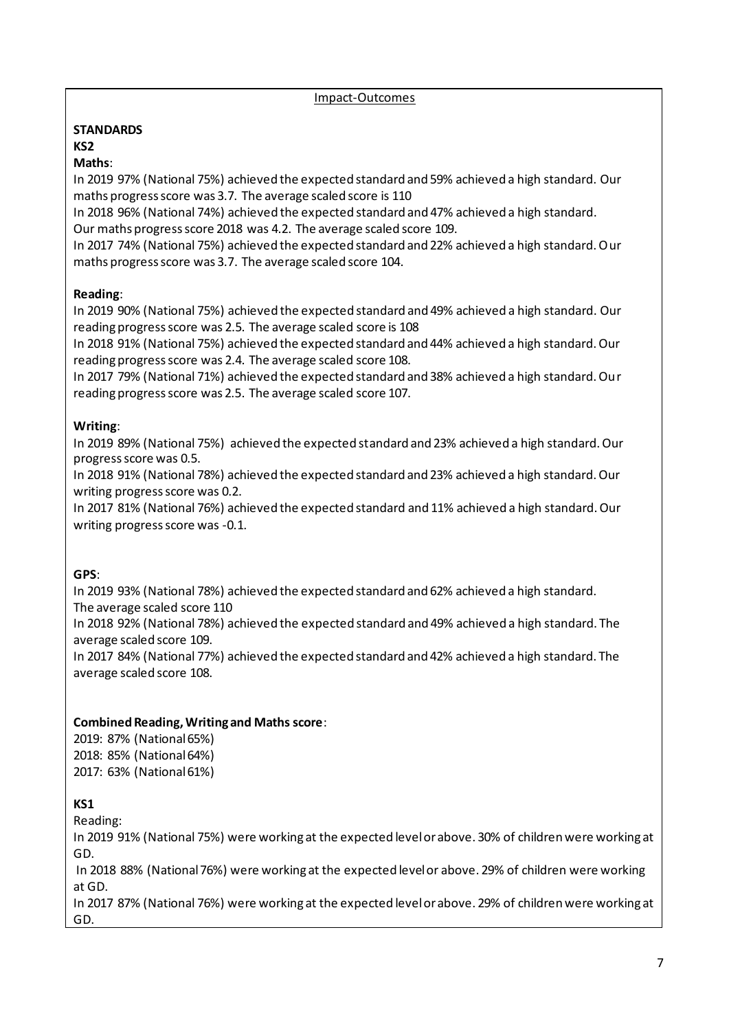Impact-Outcomes

**STANDARDS**

**KS2**

**Maths**:

In 2019 97% (National 75%) achieved the expected standard and 59% achieved a high standard. Our maths progress score was 3.7. The average scaled score is 110

In 2018 96% (National 74%) achieved the expected standard and 47% achieved a high standard. Our maths progress score 2018 was 4.2. The average scaled score 109.

In 2017 74% (National 75%) achieved the expected standard and 22% achieved a high standard. Our maths progress score was 3.7. The average scaled score 104.

**Reading**:

In 2019 90% (National 75%) achieved the expected standard and 49% achieved a high standard. Our reading progress score was 2.5. The average scaled score is 108

In 2018 91% (National 75%) achieved the expected standard and 44% achieved a high standard. Our reading progress score was 2.4. The average scaled score 108.

In 2017 79% (National 71%) achieved the expected standard and 38% achieved a high standard. Our reading progress score was 2.5. The average scaled score 107.

**Writing**:

In 2019 89% (National 75%) achieved the expected standard and 23% achieved a high standard. Our progress score was 0.5.

In 2018 91% (National 78%) achieved the expected standard and 23% achieved a high standard. Our writing progress score was 0.2.

In 2017 81% (National 76%) achieved the expected standard and 11% achieved a high standard. Our writing progress score was -0.1.

**GPS**:

In 2019 93% (National 78%) achieved the expected standard and 62% achieved a high standard. The average scaled score 110

In 2018 92% (National 78%) achieved the expected standard and 49% achieved a high standard. The average scaled score 109.

In 2017 84% (National 77%) achieved the expected standard and 42% achieved a high standard. The average scaled score 108.

**Combined Reading, Writing and Maths score**:

2019: 87% (National 65%)
2018: 85% (National 64%)
2017: 63% (National 61%)

**KS1**

Reading:

In 2019 91% (National 75%) were working at the expected level or above. 30% of children were working at GD.

In 2018 88% (National 76%) were working at the expected level or above. 29% of children were working at GD.

In 2017 87% (National 76%) were working at the expected level or above. 29% of children were working at GD.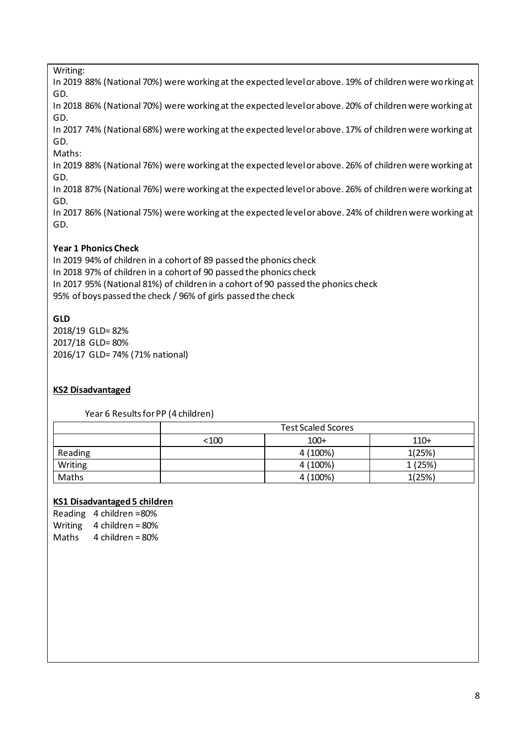Writing:

In 2019 88% (National 70%) were working at the expected level or above. 19% of children were working at GD.

In 2018 86% (National 70%) were working at the expected level or above. 20% of children were working at GD.

In 2017 74% (National 68%) were working at the expected level or above. 17% of children were working at GD.

Maths:

In 2019 88% (National 76%) were working at the expected level or above. 26% of children were working at GD.

In 2018 87% (National 76%) were working at the expected level or above. 26% of children were working at GD.

In 2017 86% (National 75%) were working at the expected level or above. 24% of children were working at GD.

**Year 1 Phonics Check**

In 2019 94% of children in a cohort of 89 passed the phonics check
In 2018 97% of children in a cohort of 90 passed the phonics check
In 2017 95% (National 81%) of children in a cohort of 90 passed the phonics check
95% of boys passed the check / 96% of girls passed the check

**GLD**

2018/19 GLD= 82%
2017/18 GLD= 80%
2016/17 GLD= 74% (71% national)

**KS2 Disadvantaged**

Year 6 Results for PP (4 children)

| | Test Scaled Scores | | |
|---|---|---|---|
| | <100 | 100+ | 110+ |
| Reading | | 4 (100%) | 1(25%) |
| Writing | | 4 (100%) | 1 (25%) |
| Maths | | 4 (100%) | 1(25%) |

**KS1 Disadvantaged 5 children**

Reading 4 children =80%
Writing 4 children = 80%
Maths 4 children = 80%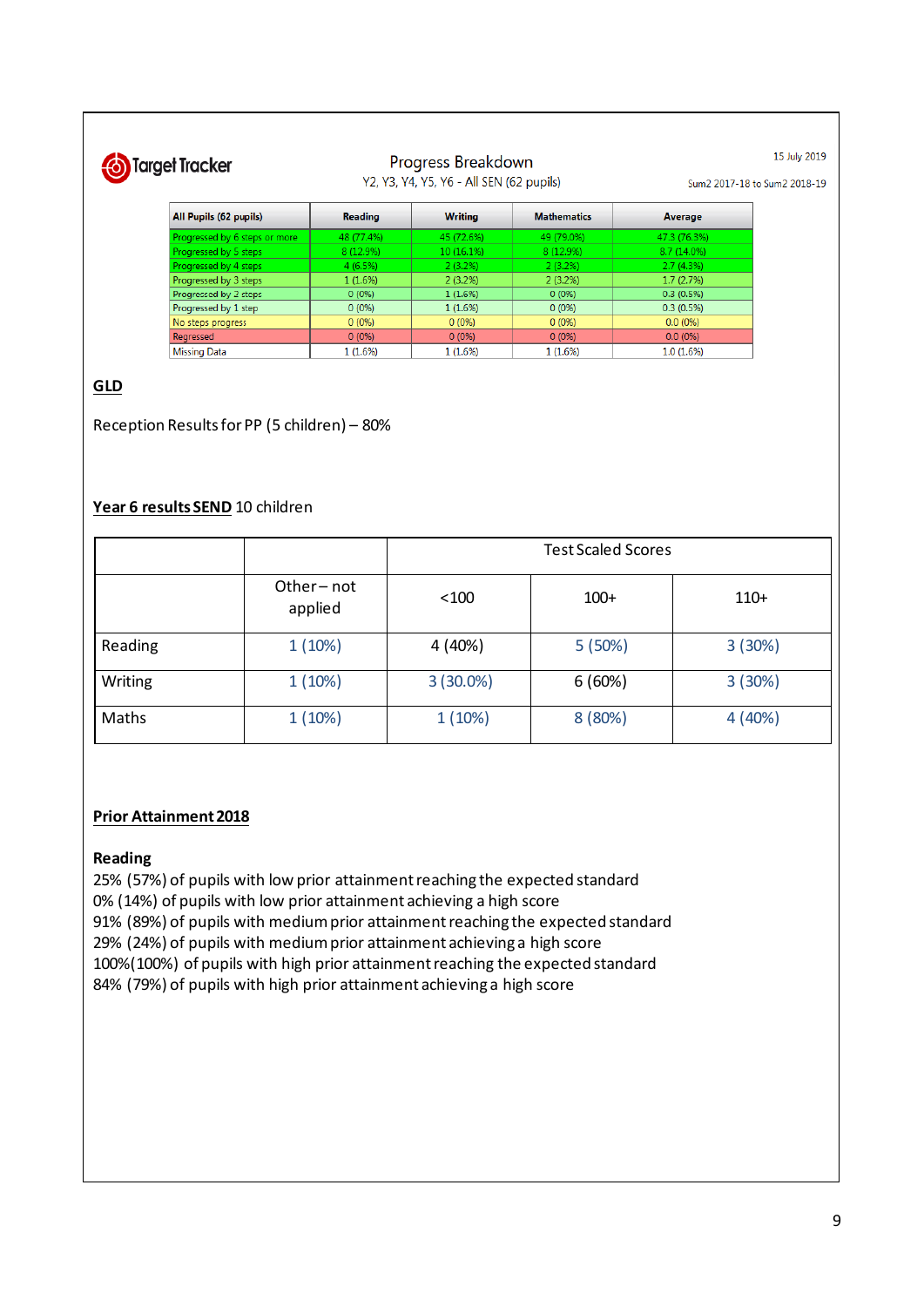Target Tracker

Progress Breakdown

Y2, Y3, Y4, Y5, Y6 - All SEN (62 pupils)

15 July 2019

Sum2 2017-18 to Sum2 2018-19

| All Pupils (62 pupils) | Reading | Writing | Mathematics | Average |
|---|---|---|---|---|
| Progressed by 6 steps or more | 48 (77.4%) | 45 (72.6%) | 49 (79.0%) | 47.3 (76.3%) |
| Progressed by 5 steps | 8 (12.9%) | 10 (16.1%) | 8 (12.9%) | 8.7 (14.0%) |
| Progressed by 4 steps | 4 (6.5%) | 2 (3.2%) | 2 (3.2%) | 2.7 (4.3%) |
| Progressed by 3 steps | 1 (1.6%) | 2 (3.2%) | 2 (3.2%) | 1.7 (2.7%) |
| Progressed by 2 steps | 0 (0%) | 1 (1.6%) | 0 (0%) | 0.3 (0.5%) |
| Progressed by 1 step | 0 (0%) | 1 (1.6%) | 0 (0%) | 0.3 (0.5%) |
| No steps progress | 0 (0%) | 0 (0%) | 0 (0%) | 0.0 (0%) |
| Regressed | 0 (0%) | 0 (0%) | 0 (0%) | 0.0 (0%) |
| Missing Data | 1 (1.6%) | 1 (1.6%) | 1 (1.6%) | 1.0 (1.6%) |

**GLD**

Reception Results for PP (5 children) – 80%

**Year 6 results SEND** 10 children

| | | Test Scaled Scores | | |
|---|---|---|---|---|
| | Other – not applied | <100 | 100+ | 110+ |
| Reading | 1 (10%) | 4 (40%) | 5 (50%) | 3 (30%) |
| Writing | 1 (10%) | 3 (30.0%) | 6 (60%) | 3 (30%) |
| Maths | 1 (10%) | 1 (10%) | 8 (80%) | 4 (40%) |

**Prior Attainment 2018**

**Reading**

25% (57%) of pupils with low prior attainment reaching the expected standard
0% (14%) of pupils with low prior attainment achieving a high score
91% (89%) of pupils with medium prior attainment reaching the expected standard
29% (24%) of pupils with medium prior attainment achieving a high score
100%(100%) of pupils with high prior attainment reaching the expected standard
84% (79%) of pupils with high prior attainment achieving a high score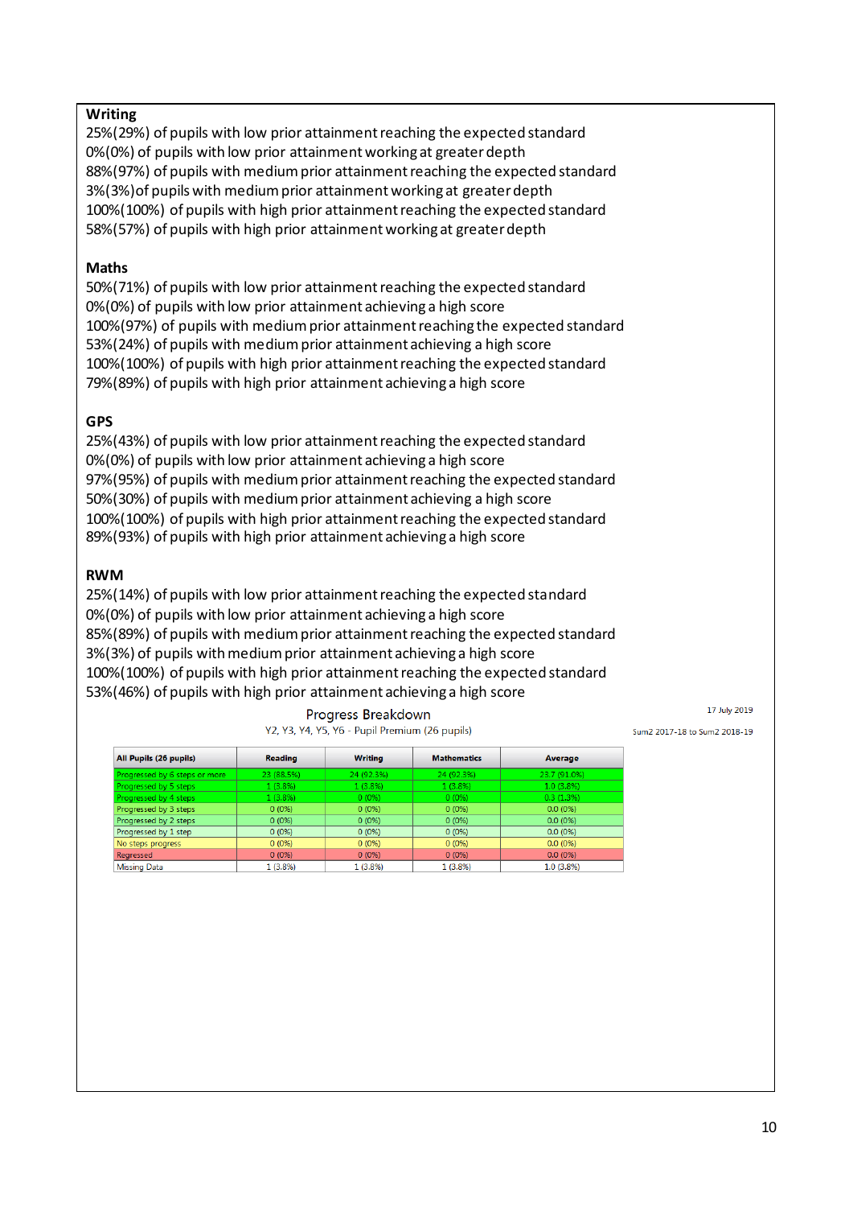**Writing**

25%(29%) of pupils with low prior attainment reaching the expected standard
0%(0%) of pupils with low prior attainment working at greater depth
88%(97%) of pupils with medium prior attainment reaching the expected standard
3%(3%)of pupils with medium prior attainment working at greater depth
100%(100%) of pupils with high prior attainment reaching the expected standard
58%(57%) of pupils with high prior attainment working at greater depth

**Maths**

50%(71%) of pupils with low prior attainment reaching the expected standard
0%(0%) of pupils with low prior attainment achieving a high score
100%(97%) of pupils with medium prior attainment reaching the expected standard
53%(24%) of pupils with medium prior attainment achieving a high score
100%(100%) of pupils with high prior attainment reaching the expected standard
79%(89%) of pupils with high prior attainment achieving a high score

**GPS**

25%(43%) of pupils with low prior attainment reaching the expected standard
0%(0%) of pupils with low prior attainment achieving a high score
97%(95%) of pupils with medium prior attainment reaching the expected standard
50%(30%) of pupils with medium prior attainment achieving a high score
100%(100%) of pupils with high prior attainment reaching the expected standard
89%(93%) of pupils with high prior attainment achieving a high score

**RWM**

25%(14%) of pupils with low prior attainment reaching the expected standard
0%(0%) of pupils with low prior attainment achieving a high score
85%(89%) of pupils with medium prior attainment reaching the expected standard
3%(3%) of pupils with medium prior attainment achieving a high score
100%(100%) of pupils with high prior attainment reaching the expected standard
53%(46%) of pupils with high prior attainment achieving a high score

Progress Breakdown

Y2, Y3, Y4, Y5, Y6 - Pupil Premium (26 pupils)

17 July 2019

Sum2 2017-18 to Sum2 2018-19

| All Pupils (26 pupils) | Reading | Writing | Mathematics | Average |
|---|---|---|---|---|
| Progressed by 6 steps or more | 23 (88.5%) | 24 (92.3%) | 24 (92.3%) | 23.7 (91.0%) |
| Progressed by 5 steps | 1 (3.8%) | 1 (3.8%) | 1 (3.8%) | 1.0 (3.8%) |
| Progressed by 4 steps | 1 (3.8%) | 0 (0%) | 0 (0%) | 0.3 (1.3%) |
| Progressed by 3 steps | 0 (0%) | 0 (0%) | 0 (0%) | 0.0 (0%) |
| Progressed by 2 steps | 0 (0%) | 0 (0%) | 0 (0%) | 0.0 (0%) |
| Progressed by 1 step | 0 (0%) | 0 (0%) | 0 (0%) | 0.0 (0%) |
| No steps progress | 0 (0%) | 0 (0%) | 0 (0%) | 0.0 (0%) |
| Regressed | 0 (0%) | 0 (0%) | 0 (0%) | 0.0 (0%) |
| Missing Data | 1 (3.8%) | 1 (3.8%) | 1 (3.8%) | 1.0 (3.8%) |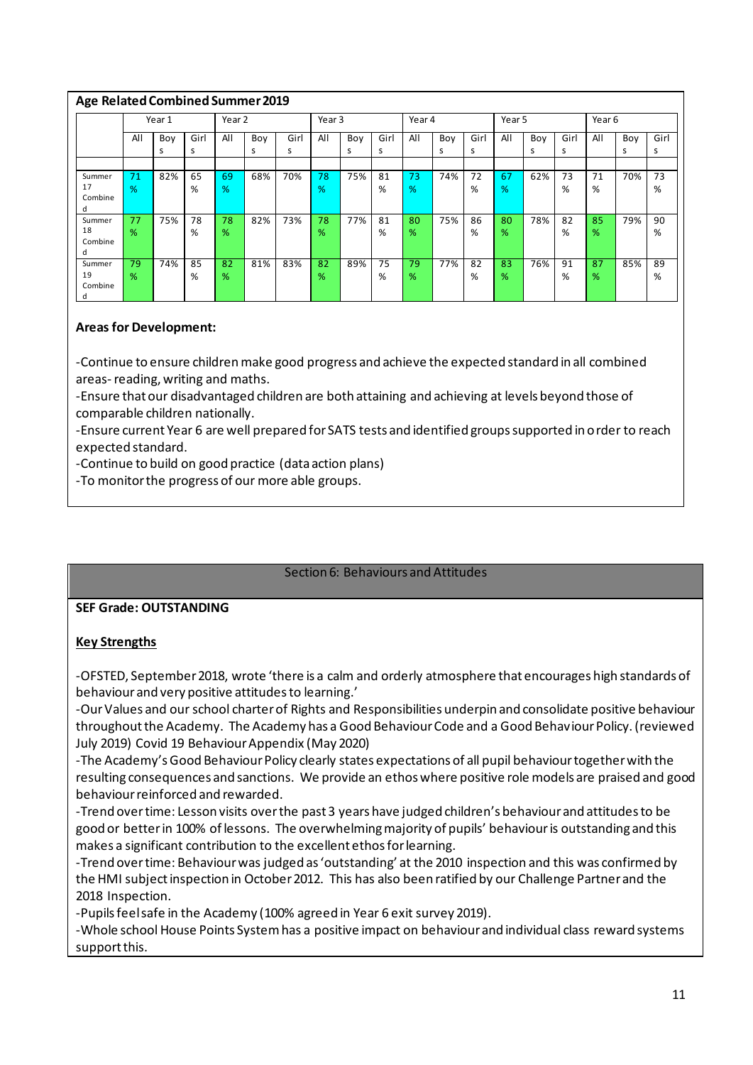## Age Related Combined Summer 2019

| | Year 1 | | | Year 2 | | | Year 3 | | | Year 4 | | | Year 5 | | | Year 6 | | |
|---|---|---|---|---|---|---|---|---|---|---|---|---|---|---|---|---|---|---|
| | All | Boys | Girls | All | Boys | Girls | All | Boys | Girls | All | Boys | Girls | All | Boys | Girls | All | Boys | Girls |
| Summer 17 Combined | 71% | 82% | 65% | 69% | 68% | 70% | 78% | 75% | 81% | 73% | 74% | 72% | 67% | 62% | 73% | 71% | 70% | 73% |
| Summer 18 Combined | 77% | 75% | 78% | 78% | 82% | 73% | 78% | 77% | 81% | 80% | 75% | 86% | 80% | 78% | 82% | 85% | 79% | 90% |
| Summer 19 Combined | 79% | 74% | 85% | 82% | 81% | 83% | 82% | 89% | 75% | 79% | 77% | 82% | 83% | 76% | 91% | 87% | 85% | 89% |

**Areas for Development:**

-Continue to ensure children make good progress and achieve the expected standard in all combined areas- reading, writing and maths.
-Ensure that our disadvantaged children are both attaining and achieving at levels beyond those of comparable children nationally.
-Ensure current Year 6 are well prepared for SATS tests and identified groups supported in order to reach expected standard.
-Continue to build on good practice (data action plans)
-To monitor the progress of our more able groups.

## Section 6: Behaviours and Attitudes

**SEF Grade: OUTSTANDING**

**Key Strengths**

-OFSTED, September 2018, wrote 'there is a calm and orderly atmosphere that encourages high standards of behaviour and very positive attitudes to learning.'
-Our Values and our school charter of Rights and Responsibilities underpin and consolidate positive behaviour throughout the Academy. The Academy has a Good Behaviour Code and a Good Behaviour Policy. (reviewed July 2019) Covid 19 Behaviour Appendix (May 2020)
-The Academy's Good Behaviour Policy clearly states expectations of all pupil behaviour together with the resulting consequences and sanctions. We provide an ethos where positive role models are praised and good behaviour reinforced and rewarded.
-Trend over time: Lesson visits over the past 3 years have judged children's behaviour and attitudes to be good or better in 100% of lessons. The overwhelming majority of pupils' behaviour is outstanding and this makes a significant contribution to the excellent ethos for learning.
-Trend over time: Behaviour was judged as 'outstanding' at the 2010 inspection and this was confirmed by the HMI subject inspection in October 2012. This has also been ratified by our Challenge Partner and the 2018 Inspection.
-Pupils feel safe in the Academy (100% agreed in Year 6 exit survey 2019).
-Whole school House Points System has a positive impact on behaviour and individual class reward systems support this.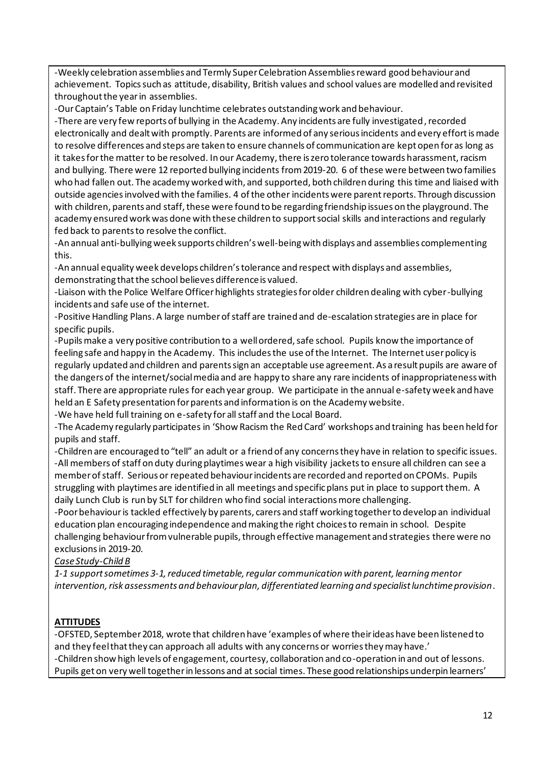-Weekly celebration assemblies and Termly Super Celebration Assemblies reward good behaviour and achievement. Topics such as attitude, disability, British values and school values are modelled and revisited throughout the year in assemblies.

-Our Captain's Table on Friday lunchtime celebrates outstanding work and behaviour.

-There are very few reports of bullying in the Academy. Any incidents are fully investigated, recorded electronically and dealt with promptly. Parents are informed of any serious incidents and every effort is made to resolve differences and steps are taken to ensure channels of communication are kept open for as long as it takes for the matter to be resolved. In our Academy, there is zero tolerance towards harassment, racism and bullying. There were 12 reported bullying incidents from 2019-20. 6 of these were between two families who had fallen out. The academy worked with, and supported, both children during this time and liaised with outside agencies involved with the families. 4 of the other incidents were parent reports. Through discussion with children, parents and staff, these were found to be regarding friendship issues on the playground. The academy ensured work was done with these children to support social skills and interactions and regularly fed back to parents to resolve the conflict.

-An annual anti-bullying week supports children's well-being with displays and assemblies complementing this.

-An annual equality week develops children's tolerance and respect with displays and assemblies, demonstrating that the school believes difference is valued.

-Liaison with the Police Welfare Officer highlights strategies for older children dealing with cyber-bullying incidents and safe use of the internet.

-Positive Handling Plans. A large number of staff are trained and de-escalation strategies are in place for specific pupils.

-Pupils make a very positive contribution to a well ordered, safe school. Pupils know the importance of feeling safe and happy in the Academy. This includes the use of the Internet. The Internet user policy is regularly updated and children and parents sign an acceptable use agreement. As a result pupils are aware of the dangers of the internet/social media and are happy to share any rare incidents of inappropriateness with staff. There are appropriate rules for each year group. We participate in the annual e-safety week and have held an E Safety presentation for parents and information is on the Academy website.

-We have held full training on e-safety for all staff and the Local Board.

-The Academy regularly participates in 'Show Racism the Red Card' workshops and training has been held for pupils and staff.

-Children are encouraged to "tell" an adult or a friend of any concerns they have in relation to specific issues.

-All members of staff on duty during playtimes wear a high visibility jackets to ensure all children can see a member of staff. Serious or repeated behaviour incidents are recorded and reported on CPOMs. Pupils struggling with playtimes are identified in all meetings and specific plans put in place to support them. A daily Lunch Club is run by SLT for children who find social interactions more challenging.

-Poor behaviour is tackled effectively by parents, carers and staff working together to develop an individual education plan encouraging independence and making the right choices to remain in school. Despite challenging behaviour from vulnerable pupils, through effective management and strategies there were no exclusions in 2019-20.

*Case Study-Child B*

*1-1 support sometimes 3-1, reduced timetable, regular communication with parent, learning mentor intervention, risk assessments and behaviour plan, differentiated learning and specialist lunchtime provision.*

**ATTITUDES**

-OFSTED, September 2018, wrote that children have 'examples of where their ideas have been listened to and they feel that they can approach all adults with any concerns or worries they may have.'

-Children show high levels of engagement, courtesy, collaboration and co-operation in and out of lessons. Pupils get on very well together in lessons and at social times. These good relationships underpin learners'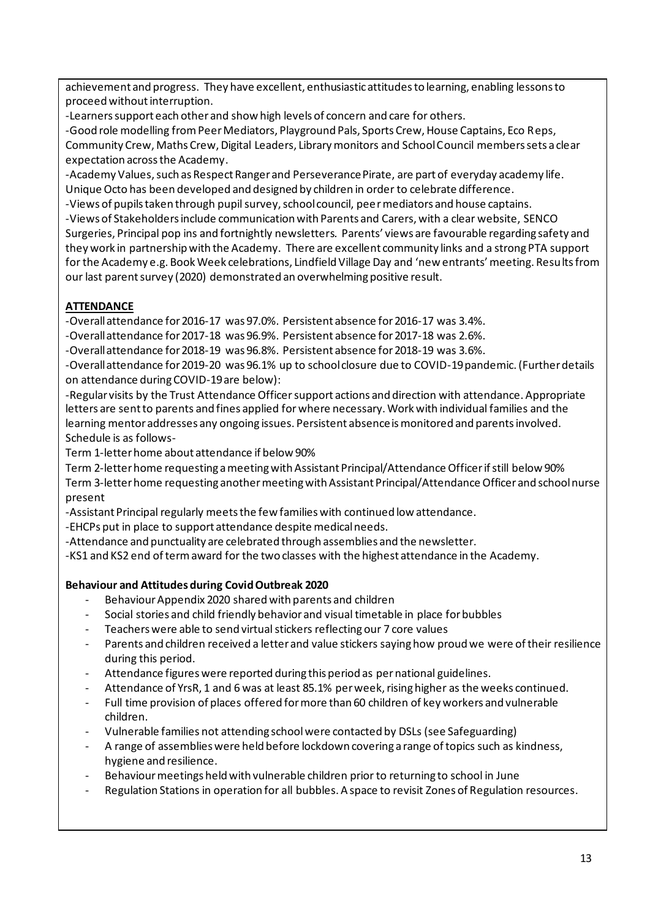achievement and progress. They have excellent, enthusiastic attitudes to learning, enabling lessons to proceed without interruption.

-Learners support each other and show high levels of concern and care for others.

-Good role modelling from Peer Mediators, Playground Pals, Sports Crew, House Captains, Eco Reps, Community Crew, Maths Crew, Digital Leaders, Library monitors and School Council members sets a clear expectation across the Academy.

-Academy Values, such as Respect Ranger and Perseverance Pirate, are part of everyday academy life. Unique Octo has been developed and designed by children in order to celebrate difference.

-Views of pupils taken through pupil survey, school council, peer mediators and house captains.

-Views of Stakeholders include communication with Parents and Carers, with a clear website, SENCO Surgeries, Principal pop ins and fortnightly newsletters. Parents' views are favourable regarding safety and they work in partnership with the Academy. There are excellent community links and a strong PTA support for the Academy e.g. Book Week celebrations, Lindfield Village Day and 'new entrants' meeting. Results from our last parent survey (2020) demonstrated an overwhelming positive result.

**ATTENDANCE**

-Overall attendance for 2016-17 was 97.0%. Persistent absence for 2016-17 was 3.4%.

-Overall attendance for 2017-18 was 96.9%. Persistent absence for 2017-18 was 2.6%.

-Overall attendance for 2018-19 was 96.8%. Persistent absence for 2018-19 was 3.6%.

-Overall attendance for 2019-20 was 96.1% up to school closure due to COVID-19 pandemic. (Further details on attendance during COVID-19 are below):

-Regular visits by the Trust Attendance Officer support actions and direction with attendance. Appropriate letters are sent to parents and fines applied for where necessary. Work with individual families and the learning mentor addresses any ongoing issues. Persistent absence is monitored and parents involved. Schedule is as follows-

Term 1-letter home about attendance if below 90%

Term 2-letter home requesting a meeting with Assistant Principal/Attendance Officer if still below 90%

Term 3-letter home requesting another meeting with Assistant Principal/Attendance Officer and school nurse present

-Assistant Principal regularly meets the few families with continued low attendance.

-EHCPs put in place to support attendance despite medical needs.

-Attendance and punctuality are celebrated through assemblies and the newsletter.

-KS1 and KS2 end of term award for the two classes with the highest attendance in the Academy.

**Behaviour and Attitudes during Covid Outbreak 2020**

- Behaviour Appendix 2020 shared with parents and children
- Social stories and child friendly behavior and visual timetable in place for bubbles
- Teachers were able to send virtual stickers reflecting our 7 core values
- Parents and children received a letter and value stickers saying how proud we were of their resilience during this period.
- Attendance figures were reported during this period as per national guidelines.
- Attendance of YrsR, 1 and 6 was at least 85.1% per week, rising higher as the weeks continued.
- Full time provision of places offered for more than 60 children of key workers and vulnerable children.
- Vulnerable families not attending school were contacted by DSLs (see Safeguarding)
- A range of assemblies were held before lockdown covering a range of topics such as kindness, hygiene and resilience.
- Behaviour meetings held with vulnerable children prior to returning to school in June
- Regulation Stations in operation for all bubbles. A space to revisit Zones of Regulation resources.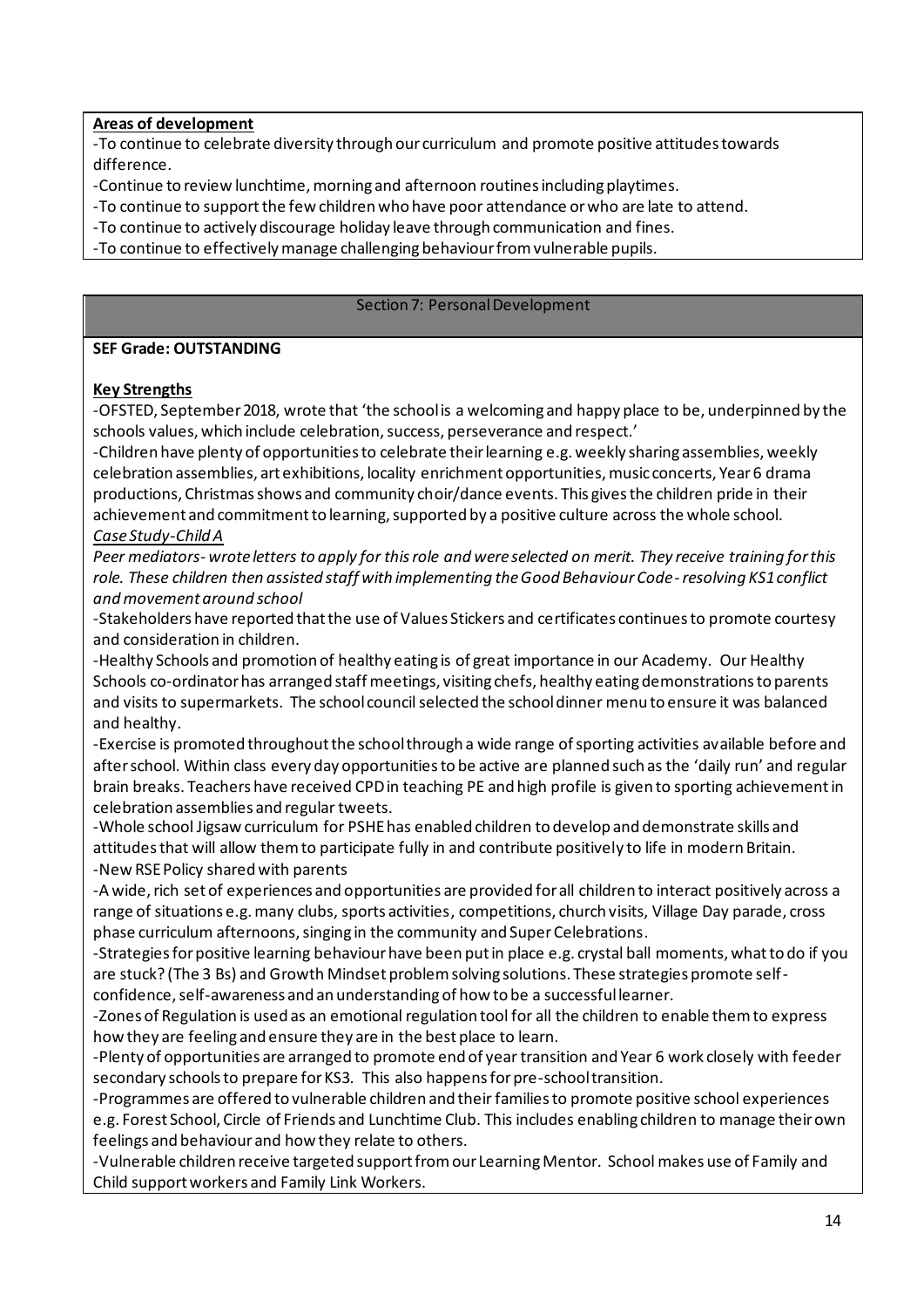**Areas of development**

-To continue to celebrate diversity through our curriculum and promote positive attitudes towards difference.
-Continue to review lunchtime, morning and afternoon routines including playtimes.
-To continue to support the few children who have poor attendance or who are late to attend.
-To continue to actively discourage holiday leave through communication and fines.
-To continue to effectively manage challenging behaviour from vulnerable pupils.

## Section 7: Personal Development

**SEF Grade: OUTSTANDING**

**Key Strengths**

-OFSTED, September 2018, wrote that 'the school is a welcoming and happy place to be, underpinned by the schools values, which include celebration, success, perseverance and respect.'
-Children have plenty of opportunities to celebrate their learning e.g. weekly sharing assemblies, weekly celebration assemblies, art exhibitions, locality enrichment opportunities, music concerts, Year 6 drama productions, Christmas shows and community choir/dance events. This gives the children pride in their achievement and commitment to learning, supported by a positive culture across the whole school.

*Case Study-Child A*

*Peer mediators- wrote letters to apply for this role and were selected on merit. They receive training for this role. These children then assisted staff with implementing the Good Behaviour Code- resolving KS1 conflict and movement around school*

-Stakeholders have reported that the use of Values Stickers and certificates continues to promote courtesy and consideration in children.
-Healthy Schools and promotion of healthy eating is of great importance in our Academy. Our Healthy Schools co-ordinator has arranged staff meetings, visiting chefs, healthy eating demonstrations to parents and visits to supermarkets. The school council selected the school dinner menu to ensure it was balanced and healthy.
-Exercise is promoted throughout the school through a wide range of sporting activities available before and after school. Within class every day opportunities to be active are planned such as the 'daily run' and regular brain breaks. Teachers have received CPD in teaching PE and high profile is given to sporting achievement in celebration assemblies and regular tweets.
-Whole school Jigsaw curriculum for PSHE has enabled children to develop and demonstrate skills and attitudes that will allow them to participate fully in and contribute positively to life in modern Britain.
-New RSE Policy shared with parents
-A wide, rich set of experiences and opportunities are provided for all children to interact positively across a range of situations e.g. many clubs, sports activities, competitions, church visits, Village Day parade, cross phase curriculum afternoons, singing in the community and Super Celebrations.
-Strategies for positive learning behaviour have been put in place e.g. crystal ball moments, what to do if you are stuck? (The 3 Bs) and Growth Mindset problem solving solutions. These strategies promote self-confidence, self-awareness and an understanding of how to be a successful learner.
-Zones of Regulation is used as an emotional regulation tool for all the children to enable them to express how they are feeling and ensure they are in the best place to learn.
-Plenty of opportunities are arranged to promote end of year transition and Year 6 work closely with feeder secondary schools to prepare for KS3. This also happens for pre-school transition.
-Programmes are offered to vulnerable children and their families to promote positive school experiences e.g. Forest School, Circle of Friends and Lunchtime Club. This includes enabling children to manage their own feelings and behaviour and how they relate to others.
-Vulnerable children receive targeted support from our Learning Mentor. School makes use of Family and Child support workers and Family Link Workers.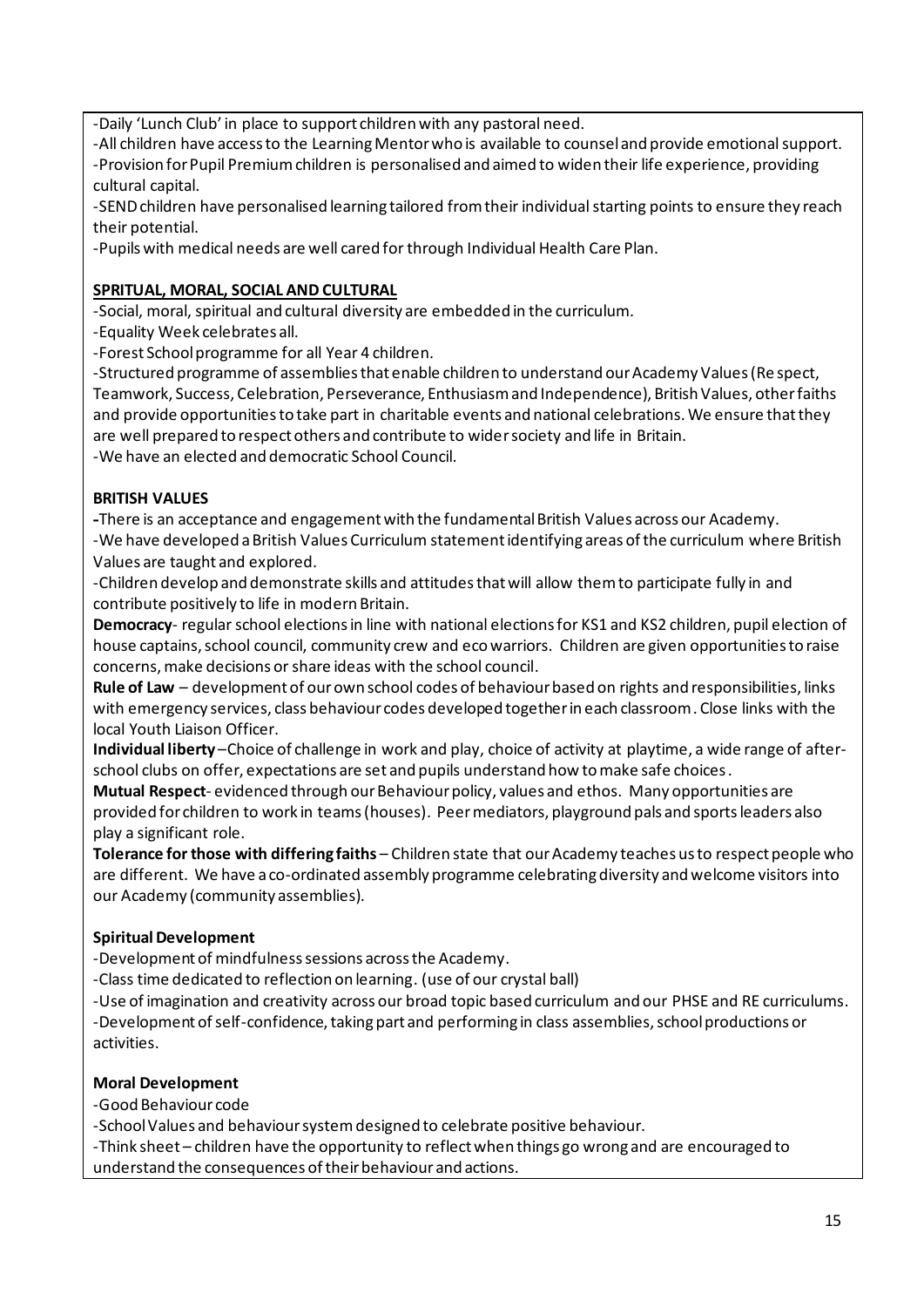-Daily 'Lunch Club' in place to support children with any pastoral need.
-All children have access to the Learning Mentor who is available to counsel and provide emotional support.
-Provision for Pupil Premium children is personalised and aimed to widen their life experience, providing cultural capital.
-SEND children have personalised learning tailored from their individual starting points to ensure they reach their potential.
-Pupils with medical needs are well cared for through Individual Health Care Plan.

**SPRITUAL, MORAL, SOCIAL AND CULTURAL**

-Social, moral, spiritual and cultural diversity are embedded in the curriculum.
-Equality Week celebrates all.
-Forest School programme for all Year 4 children.
-Structured programme of assemblies that enable children to understand our Academy Values (Respect, Teamwork, Success, Celebration, Perseverance, Enthusiasm and Independence), British Values, other faiths and provide opportunities to take part in charitable events and national celebrations. We ensure that they are well prepared to respect others and contribute to wider society and life in Britain.
-We have an elected and democratic School Council.

**BRITISH VALUES**

-There is an acceptance and engagement with the fundamental British Values across our Academy.
-We have developed a British Values Curriculum statement identifying areas of the curriculum where British Values are taught and explored.
-Children develop and demonstrate skills and attitudes that will allow them to participate fully in and contribute positively to life in modern Britain.

**Democracy**- regular school elections in line with national elections for KS1 and KS2 children, pupil election of house captains, school council, community crew and eco warriors. Children are given opportunities to raise concerns, make decisions or share ideas with the school council.

**Rule of Law** – development of our own school codes of behaviour based on rights and responsibilities, links with emergency services, class behaviour codes developed together in each classroom. Close links with the local Youth Liaison Officer.

**Individual liberty** –Choice of challenge in work and play, choice of activity at playtime, a wide range of after-school clubs on offer, expectations are set and pupils understand how to make safe choices.

**Mutual Respect**- evidenced through our Behaviour policy, values and ethos. Many opportunities are provided for children to work in teams (houses). Peer mediators, playground pals and sports leaders also play a significant role.

**Tolerance for those with differing faiths** – Children state that our Academy teaches us to respect people who are different. We have a co-ordinated assembly programme celebrating diversity and welcome visitors into our Academy (community assemblies).

**Spiritual Development**

-Development of mindfulness sessions across the Academy.
-Class time dedicated to reflection on learning. (use of our crystal ball)
-Use of imagination and creativity across our broad topic based curriculum and our PHSE and RE curriculums.
-Development of self-confidence, taking part and performing in class assemblies, school productions or activities.

**Moral Development**

-Good Behaviour code
-School Values and behaviour system designed to celebrate positive behaviour.
-Think sheet – children have the opportunity to reflect when things go wrong and are encouraged to understand the consequences of their behaviour and actions.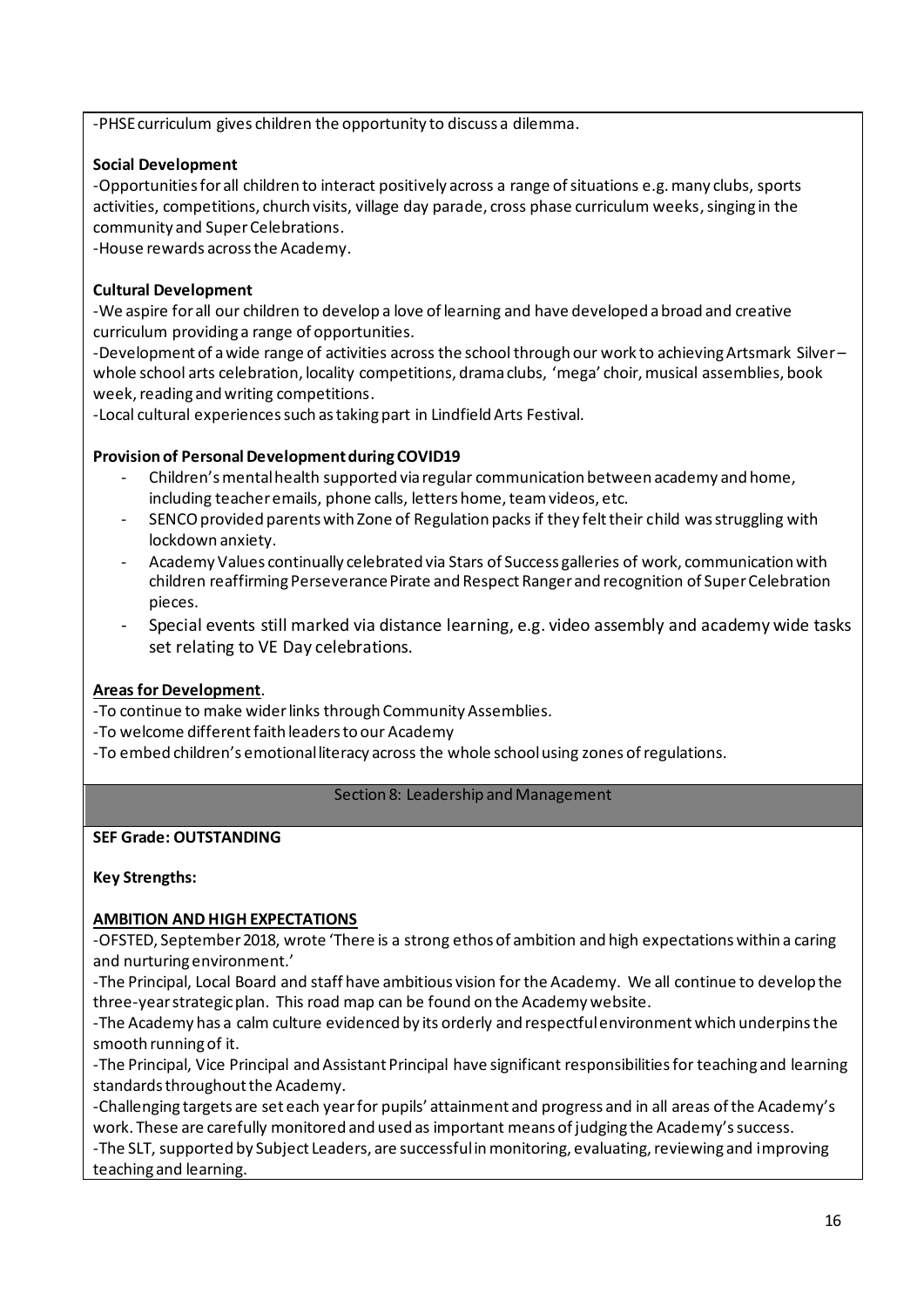-PHSE curriculum gives children the opportunity to discuss a dilemma.

**Social Development**

-Opportunities for all children to interact positively across a range of situations e.g. many clubs, sports activities, competitions, church visits, village day parade, cross phase curriculum weeks, singing in the community and Super Celebrations.

-House rewards across the Academy.

**Cultural Development**

-We aspire for all our children to develop a love of learning and have developed a broad and creative curriculum providing a range of opportunities.

-Development of a wide range of activities across the school through our work to achieving Artsmark Silver – whole school arts celebration, locality competitions, drama clubs, 'mega' choir, musical assemblies, book week, reading and writing competitions.

-Local cultural experiences such as taking part in Lindfield Arts Festival.

**Provision of Personal Development during COVID19**

- Children's mental health supported via regular communication between academy and home, including teacher emails, phone calls, letters home, team videos, etc.
- SENCO provided parents with Zone of Regulation packs if they felt their child was struggling with lockdown anxiety.
- Academy Values continually celebrated via Stars of Success galleries of work, communication with children reaffirming Perseverance Pirate and Respect Ranger and recognition of Super Celebration pieces.
- Special events still marked via distance learning, e.g. video assembly and academy wide tasks set relating to VE Day celebrations.

**Areas for Development**.

-To continue to make wider links through Community Assemblies.

-To welcome different faith leaders to our Academy

-To embed children's emotional literacy across the whole school using zones of regulations.

## Section 8: Leadership and Management

**SEF Grade: OUTSTANDING**

**Key Strengths:**

**AMBITION AND HIGH EXPECTATIONS**

-OFSTED, September 2018, wrote 'There is a strong ethos of ambition and high expectations within a caring and nurturing environment.'

-The Principal, Local Board and staff have ambitious vision for the Academy. We all continue to develop the three-year strategic plan. This road map can be found on the Academy website.

-The Academy has a calm culture evidenced by its orderly and respectful environment which underpins the smooth running of it.

-The Principal, Vice Principal and Assistant Principal have significant responsibilities for teaching and learning standards throughout the Academy.

-Challenging targets are set each year for pupils' attainment and progress and in all areas of the Academy's work. These are carefully monitored and used as important means of judging the Academy's success.

-The SLT, supported by Subject Leaders, are successful in monitoring, evaluating, reviewing and improving teaching and learning.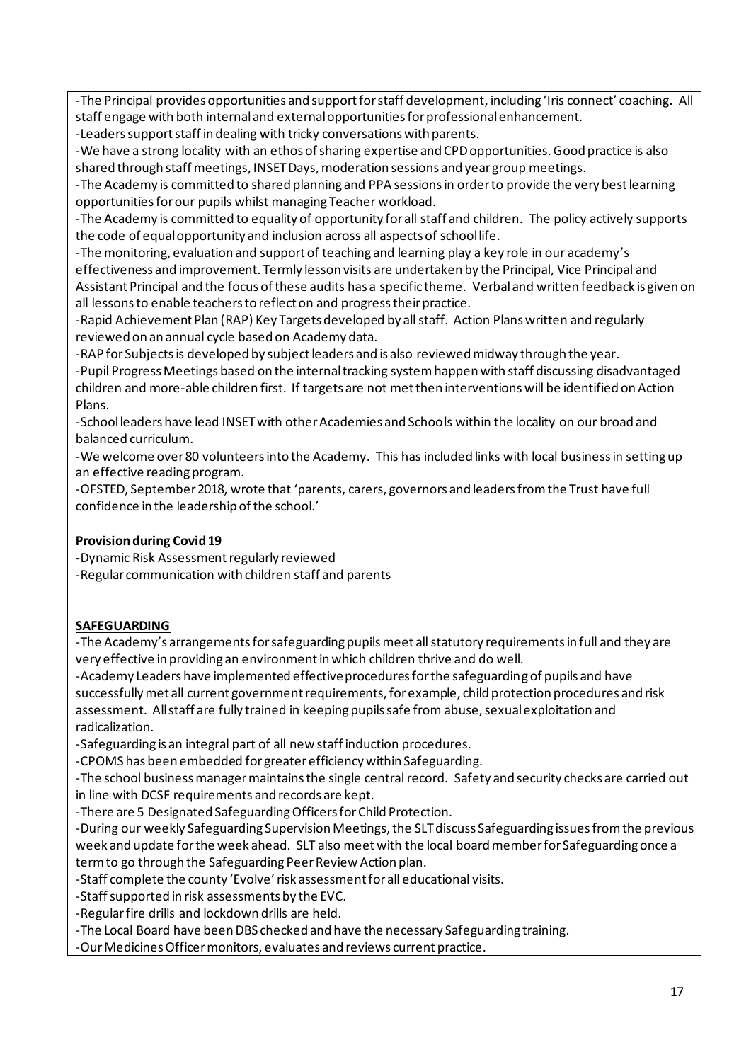-The Principal provides opportunities and support for staff development, including 'Iris connect' coaching. All staff engage with both internal and external opportunities for professional enhancement.

-Leaders support staff in dealing with tricky conversations with parents.

-We have a strong locality with an ethos of sharing expertise and CPD opportunities. Good practice is also shared through staff meetings, INSET Days, moderation sessions and year group meetings.

-The Academy is committed to shared planning and PPA sessions in order to provide the very best learning opportunities for our pupils whilst managing Teacher workload.

-The Academy is committed to equality of opportunity for all staff and children. The policy actively supports the code of equal opportunity and inclusion across all aspects of school life.

-The monitoring, evaluation and support of teaching and learning play a key role in our academy's effectiveness and improvement. Termly lesson visits are undertaken by the Principal, Vice Principal and Assistant Principal and the focus of these audits has a specific theme. Verbal and written feedback is given on all lessons to enable teachers to reflect on and progress their practice.

-Rapid Achievement Plan (RAP) Key Targets developed by all staff. Action Plans written and regularly reviewed on an annual cycle based on Academy data.

-RAP for Subjects is developed by subject leaders and is also reviewed midway through the year.

-Pupil Progress Meetings based on the internal tracking system happen with staff discussing disadvantaged children and more-able children first. If targets are not met then interventions will be identified on Action Plans.

-School leaders have lead INSET with other Academies and Schools within the locality on our broad and balanced curriculum.

-We welcome over 80 volunteers into the Academy. This has included links with local business in setting up an effective reading program.

-OFSTED, September 2018, wrote that 'parents, carers, governors and leaders from the Trust have full confidence in the leadership of the school.'

**Provision during Covid 19**

-Dynamic Risk Assessment regularly reviewed

-Regular communication with children staff and parents

**SAFEGUARDING**

-The Academy's arrangements for safeguarding pupils meet all statutory requirements in full and they are very effective in providing an environment in which children thrive and do well.

-Academy Leaders have implemented effective procedures for the safeguarding of pupils and have successfully met all current government requirements, for example, child protection procedures and risk assessment. All staff are fully trained in keeping pupils safe from abuse, sexual exploitation and radicalization.

-Safeguarding is an integral part of all new staff induction procedures.

-CPOMS has been embedded for greater efficiency within Safeguarding.

-The school business manager maintains the single central record. Safety and security checks are carried out in line with DCSF requirements and records are kept.

-There are 5 Designated Safeguarding Officers for Child Protection.

-During our weekly Safeguarding Supervision Meetings, the SLT discuss Safeguarding issues from the previous week and update for the week ahead. SLT also meet with the local board member for Safeguarding once a term to go through the Safeguarding Peer Review Action plan.

-Staff complete the county 'Evolve' risk assessment for all educational visits.

-Staff supported in risk assessments by the EVC.

-Regular fire drills and lockdown drills are held.

-The Local Board have been DBS checked and have the necessary Safeguarding training.

-Our Medicines Officer monitors, evaluates and reviews current practice.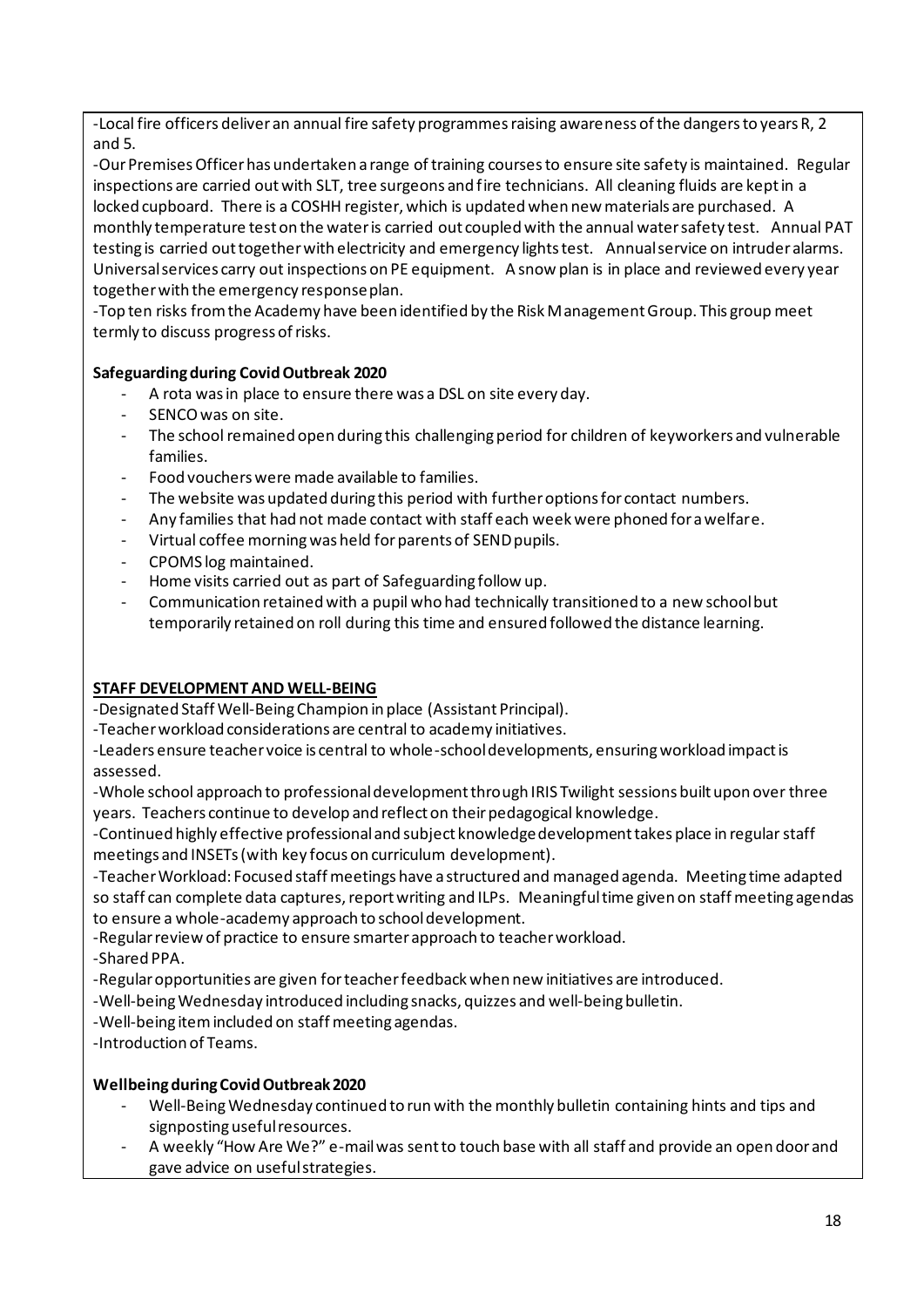-Local fire officers deliver an annual fire safety programmes raising awareness of the dangers to years R, 2 and 5.

-Our Premises Officer has undertaken a range of training courses to ensure site safety is maintained. Regular inspections are carried out with SLT, tree surgeons and fire technicians. All cleaning fluids are kept in a locked cupboard. There is a COSHH register, which is updated when new materials are purchased. A monthly temperature test on the water is carried out coupled with the annual water safety test. Annual PAT testing is carried out together with electricity and emergency lights test. Annual service on intruder alarms. Universal services carry out inspections on PE equipment. A snow plan is in place and reviewed every year together with the emergency response plan.

-Top ten risks from the Academy have been identified by the Risk Management Group. This group meet termly to discuss progress of risks.

**Safeguarding during Covid Outbreak 2020**

- A rota was in place to ensure there was a DSL on site every day.
- SENCO was on site.
- The school remained open during this challenging period for children of keyworkers and vulnerable families.
- Food vouchers were made available to families.
- The website was updated during this period with further options for contact numbers.
- Any families that had not made contact with staff each week were phoned for a welfare.
- Virtual coffee morning was held for parents of SEND pupils.
- CPOMS log maintained.
- Home visits carried out as part of Safeguarding follow up.
- Communication retained with a pupil who had technically transitioned to a new school but temporarily retained on roll during this time and ensured followed the distance learning.

**STAFF DEVELOPMENT AND WELL-BEING**

-Designated Staff Well-Being Champion in place (Assistant Principal).

-Teacher workload considerations are central to academy initiatives.

-Leaders ensure teacher voice is central to whole-school developments, ensuring workload impact is assessed.

-Whole school approach to professional development through IRIS Twilight sessions built upon over three years. Teachers continue to develop and reflect on their pedagogical knowledge.

-Continued highly effective professional and subject knowledge development takes place in regular staff meetings and INSETs (with key focus on curriculum development).

-Teacher Workload: Focused staff meetings have a structured and managed agenda. Meeting time adapted so staff can complete data captures, report writing and ILPs. Meaningful time given on staff meeting agendas to ensure a whole-academy approach to school development.

-Regular review of practice to ensure smarter approach to teacher workload.

-Shared PPA.

-Regular opportunities are given for teacher feedback when new initiatives are introduced.

-Well-being Wednesday introduced including snacks, quizzes and well-being bulletin.

-Well-being item included on staff meeting agendas.

-Introduction of Teams.

**Wellbeing during Covid Outbreak 2020**

- Well-Being Wednesday continued to run with the monthly bulletin containing hints and tips and signposting useful resources.
- A weekly "How Are We?" e-mail was sent to touch base with all staff and provide an open door and gave advice on useful strategies.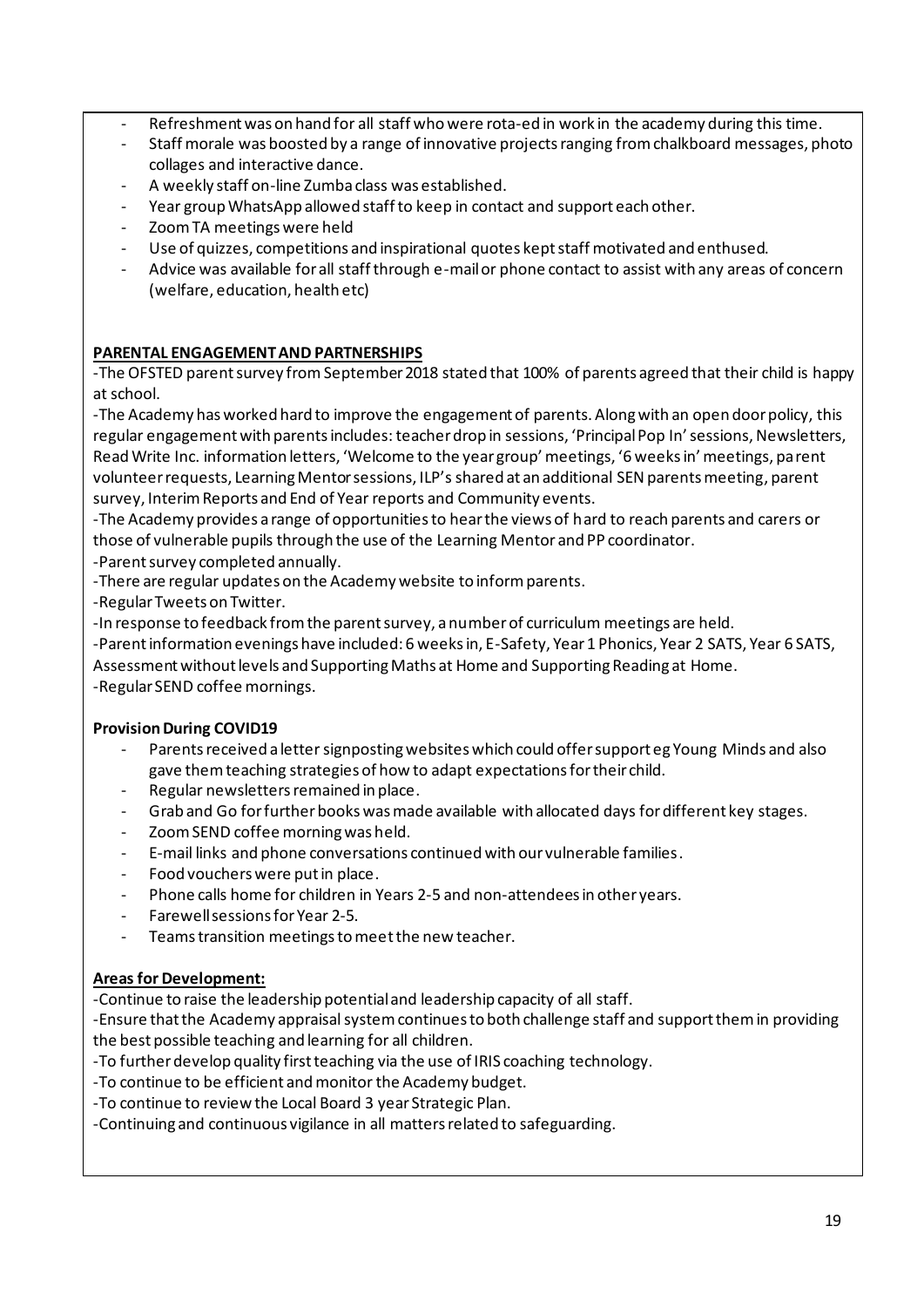- Refreshment was on hand for all staff who were rota-ed in work in the academy during this time.
- Staff morale was boosted by a range of innovative projects ranging from chalkboard messages, photo collages and interactive dance.
- A weekly staff on-line Zumba class was established.
- Year group WhatsApp allowed staff to keep in contact and support each other.
- Zoom TA meetings were held
- Use of quizzes, competitions and inspirational quotes kept staff motivated and enthused.
- Advice was available for all staff through e-mail or phone contact to assist with any areas of concern (welfare, education, health etc)

**PARENTAL ENGAGEMENT AND PARTNERSHIPS**

-The OFSTED parent survey from September 2018 stated that 100% of parents agreed that their child is happy at school.

-The Academy has worked hard to improve the engagement of parents. Along with an open door policy, this regular engagement with parents includes: teacher drop in sessions, 'Principal Pop In' sessions, Newsletters, Read Write Inc. information letters, 'Welcome to the year group' meetings, '6 weeks in' meetings, parent volunteer requests, Learning Mentor sessions, ILP's shared at an additional SEN parents meeting, parent survey, Interim Reports and End of Year reports and Community events.

-The Academy provides a range of opportunities to hear the views of hard to reach parents and carers or those of vulnerable pupils through the use of the Learning Mentor and PP coordinator.

-Parent survey completed annually.

-There are regular updates on the Academy website to inform parents.

-Regular Tweets on Twitter.

-In response to feedback from the parent survey, a number of curriculum meetings are held.

-Parent information evenings have included: 6 weeks in, E-Safety, Year 1 Phonics, Year 2 SATS, Year 6 SATS, Assessment without levels and Supporting Maths at Home and Supporting Reading at Home.

-Regular SEND coffee mornings.

**Provision During COVID19**

- Parents received a letter signposting websites which could offer support eg Young Minds and also gave them teaching strategies of how to adapt expectations for their child.
- Regular newsletters remained in place.
- Grab and Go for further books was made available with allocated days for different key stages.
- Zoom SEND coffee morning was held.
- E-mail links and phone conversations continued with our vulnerable families.
- Food vouchers were put in place.
- Phone calls home for children in Years 2-5 and non-attendees in other years.
- Farewell sessions for Year 2-5.
- Teams transition meetings to meet the new teacher.

**Areas for Development:**

-Continue to raise the leadership potential and leadership capacity of all staff.

-Ensure that the Academy appraisal system continues to both challenge staff and support them in providing the best possible teaching and learning for all children.

-To further develop quality first teaching via the use of IRIS coaching technology.

-To continue to be efficient and monitor the Academy budget.

-To continue to review the Local Board 3 year Strategic Plan.

-Continuing and continuous vigilance in all matters related to safeguarding.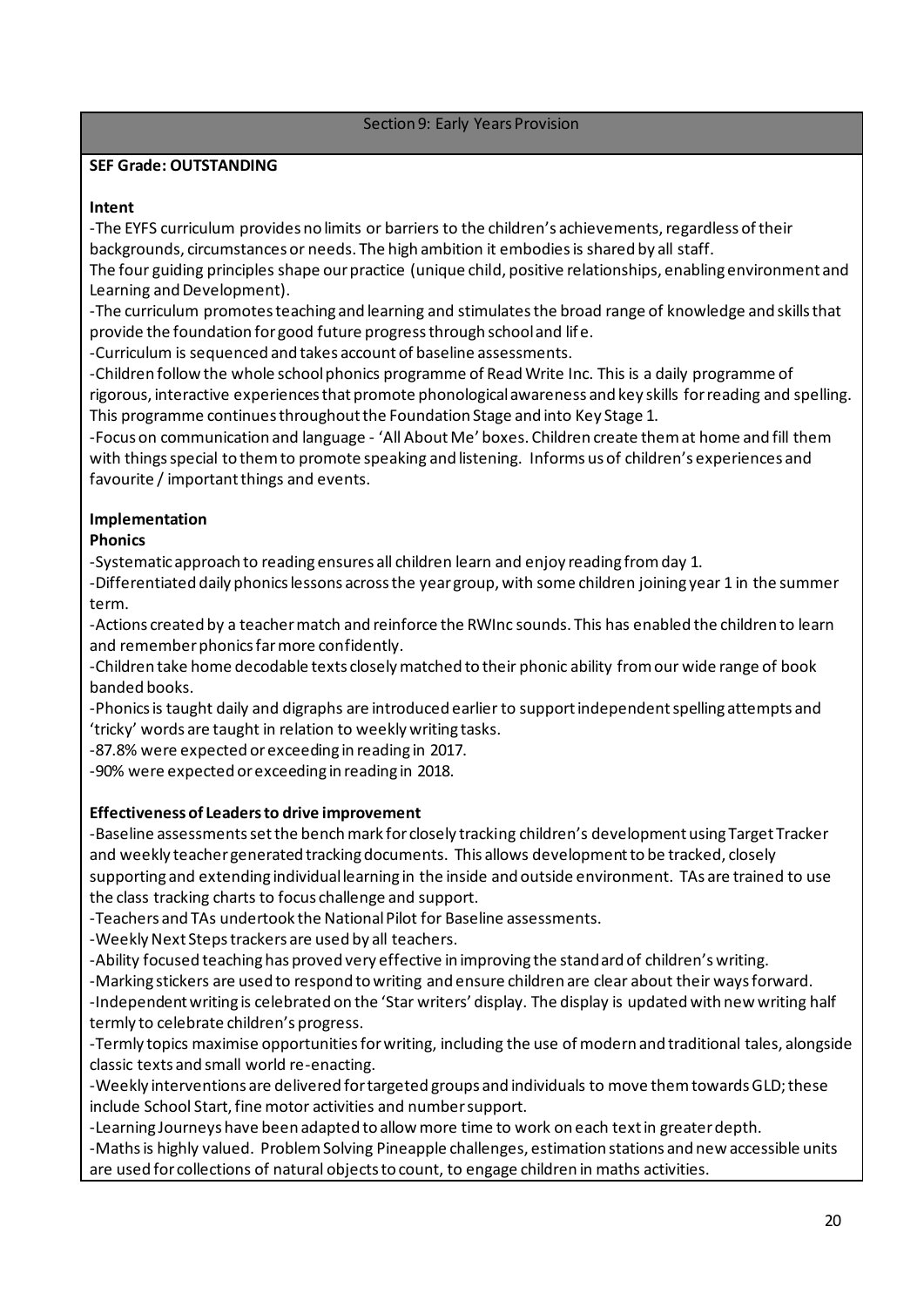## Section 9: Early Years Provision

**SEF Grade: OUTSTANDING**

**Intent**

-The EYFS curriculum provides no limits or barriers to the children's achievements, regardless of their backgrounds, circumstances or needs. The high ambition it embodies is shared by all staff.
The four guiding principles shape our practice (unique child, positive relationships, enabling environment and Learning and Development).
-The curriculum promotes teaching and learning and stimulates the broad range of knowledge and skills that provide the foundation for good future progress through school and life.
-Curriculum is sequenced and takes account of baseline assessments.
-Children follow the whole school phonics programme of Read Write Inc. This is a daily programme of rigorous, interactive experiences that promote phonological awareness and key skills for reading and spelling. This programme continues throughout the Foundation Stage and into Key Stage 1.
-Focus on communication and language - 'All About Me' boxes. Children create them at home and fill them with things special to them to promote speaking and listening. Informs us of children's experiences and favourite / important things and events.

**Implementation**

**Phonics**

-Systematic approach to reading ensures all children learn and enjoy reading from day 1.
-Differentiated daily phonics lessons across the year group, with some children joining year 1 in the summer term.
-Actions created by a teacher match and reinforce the RWInc sounds. This has enabled the children to learn and remember phonics far more confidently.
-Children take home decodable texts closely matched to their phonic ability from our wide range of book banded books.
-Phonics is taught daily and digraphs are introduced earlier to support independent spelling attempts and 'tricky' words are taught in relation to weekly writing tasks.
-87.8% were expected or exceeding in reading in 2017.
-90% were expected or exceeding in reading in 2018.

**Effectiveness of Leaders to drive improvement**

-Baseline assessments set the bench mark for closely tracking children's development using Target Tracker and weekly teacher generated tracking documents. This allows development to be tracked, closely supporting and extending individual learning in the inside and outside environment. TAs are trained to use the class tracking charts to focus challenge and support.
-Teachers and TAs undertook the National Pilot for Baseline assessments.
-Weekly Next Steps trackers are used by all teachers.
-Ability focused teaching has proved very effective in improving the standard of children's writing.
-Marking stickers are used to respond to writing and ensure children are clear about their ways forward.
-Independent writing is celebrated on the 'Star writers' display. The display is updated with new writing half termly to celebrate children's progress.
-Termly topics maximise opportunities for writing, including the use of modern and traditional tales, alongside classic texts and small world re-enacting.
-Weekly interventions are delivered for targeted groups and individuals to move them towards GLD; these include School Start, fine motor activities and number support.
-Learning Journeys have been adapted to allow more time to work on each text in greater depth.
-Maths is highly valued. Problem Solving Pineapple challenges, estimation stations and new accessible units are used for collections of natural objects to count, to engage children in maths activities.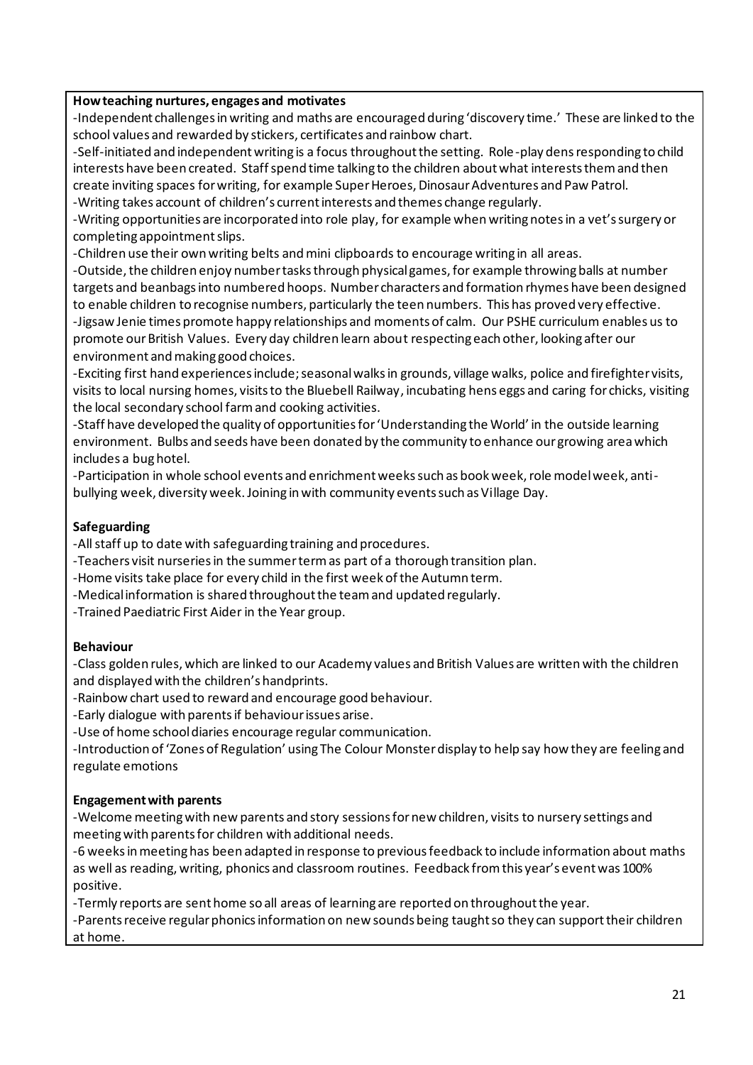**How teaching nurtures, engages and motivates**

-Independent challenges in writing and maths are encouraged during 'discovery time.' These are linked to the school values and rewarded by stickers, certificates and rainbow chart.

-Self-initiated and independent writing is a focus throughout the setting. Role-play dens responding to child interests have been created. Staff spend time talking to the children about what interests them and then create inviting spaces for writing, for example Super Heroes, Dinosaur Adventures and Paw Patrol.

-Writing takes account of children's current interests and themes change regularly.

-Writing opportunities are incorporated into role play, for example when writing notes in a vet's surgery or completing appointment slips.

-Children use their own writing belts and mini clipboards to encourage writing in all areas.

-Outside, the children enjoy number tasks through physical games, for example throwing balls at number targets and beanbags into numbered hoops. Number characters and formation rhymes have been designed to enable children to recognise numbers, particularly the teen numbers. This has proved very effective.

-Jigsaw Jenie times promote happy relationships and moments of calm. Our PSHE curriculum enables us to promote our British Values. Every day children learn about respecting each other, looking after our environment and making good choices.

-Exciting first hand experiences include; seasonal walks in grounds, village walks, police and firefighter visits, visits to local nursing homes, visits to the Bluebell Railway, incubating hens eggs and caring for chicks, visiting the local secondary school farm and cooking activities.

-Staff have developed the quality of opportunities for 'Understanding the World' in the outside learning environment. Bulbs and seeds have been donated by the community to enhance our growing area which includes a bug hotel.

-Participation in whole school events and enrichment weeks such as book week, role model week, anti-bullying week, diversity week. Joining in with community events such as Village Day.

**Safeguarding**

-All staff up to date with safeguarding training and procedures.

-Teachers visit nurseries in the summer term as part of a thorough transition plan.

-Home visits take place for every child in the first week of the Autumn term.

-Medical information is shared throughout the team and updated regularly.

-Trained Paediatric First Aider in the Year group.

**Behaviour**

-Class golden rules, which are linked to our Academy values and British Values are written with the children and displayed with the children's handprints.

-Rainbow chart used to reward and encourage good behaviour.

-Early dialogue with parents if behaviour issues arise.

-Use of home school diaries encourage regular communication.

-Introduction of 'Zones of Regulation' using The Colour Monster display to help say how they are feeling and regulate emotions

**Engagement with parents**

-Welcome meeting with new parents and story sessions for new children, visits to nursery settings and meeting with parents for children with additional needs.

-6 weeks in meeting has been adapted in response to previous feedback to include information about maths as well as reading, writing, phonics and classroom routines. Feedback from this year's event was 100% positive.

-Termly reports are sent home so all areas of learning are reported on throughout the year.

-Parents receive regular phonics information on new sounds being taught so they can support their children at home.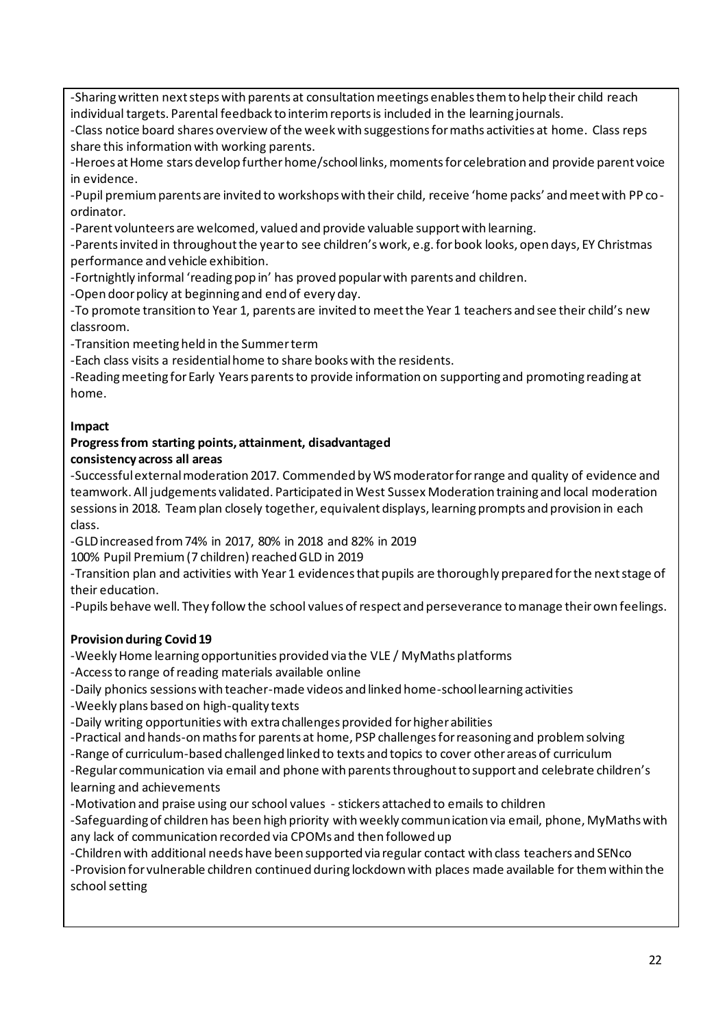-Sharing written next steps with parents at consultation meetings enables them to help their child reach individual targets. Parental feedback to interim reports is included in the learning journals.

-Class notice board shares overview of the week with suggestions for maths activities at home. Class reps share this information with working parents.

-Heroes at Home stars develop further home/school links, moments for celebration and provide parent voice in evidence.

-Pupil premium parents are invited to workshops with their child, receive 'home packs' and meet with PP co-ordinator.

-Parent volunteers are welcomed, valued and provide valuable support with learning.

-Parents invited in throughout the year to see children's work, e.g. for book looks, open days, EY Christmas performance and vehicle exhibition.

-Fortnightly informal 'reading pop in' has proved popular with parents and children.

-Open door policy at beginning and end of every day.

-To promote transition to Year 1, parents are invited to meet the Year 1 teachers and see their child's new classroom.

-Transition meeting held in the Summer term

-Each class visits a residential home to share books with the residents.

-Reading meeting for Early Years parents to provide information on supporting and promoting reading at home.

**Impact**

**Progress from starting points, attainment, disadvantaged**
**consistency across all areas**

-Successful external moderation 2017. Commended by WS moderator for range and quality of evidence and teamwork. All judgements validated. Participated in West Sussex Moderation training and local moderation sessions in 2018. Team plan closely together, equivalent displays, learning prompts and provision in each class.

-GLD increased from 74% in 2017, 80% in 2018 and 82% in 2019

100% Pupil Premium (7 children) reached GLD in 2019

-Transition plan and activities with Year 1 evidences that pupils are thoroughly prepared for the next stage of their education.

-Pupils behave well. They follow the school values of respect and perseverance to manage their own feelings.

**Provision during Covid 19**

-Weekly Home learning opportunities provided via the VLE / MyMaths platforms

-Access to range of reading materials available online

-Daily phonics sessions with teacher-made videos and linked home-school learning activities

-Weekly plans based on high-quality texts

-Daily writing opportunities with extra challenges provided for higher abilities

-Practical and hands-on maths for parents at home, PSP challenges for reasoning and problem solving

-Range of curriculum-based challenged linked to texts and topics to cover other areas of curriculum

-Regular communication via email and phone with parents throughout to support and celebrate children's learning and achievements

-Motivation and praise using our school values - stickers attached to emails to children

-Safeguarding of children has been high priority with weekly communication via email, phone, MyMaths with any lack of communication recorded via CPOMs and then followed up

-Children with additional needs have been supported via regular contact with class teachers and SENco

-Provision for vulnerable children continued during lockdown with places made available for them within the school setting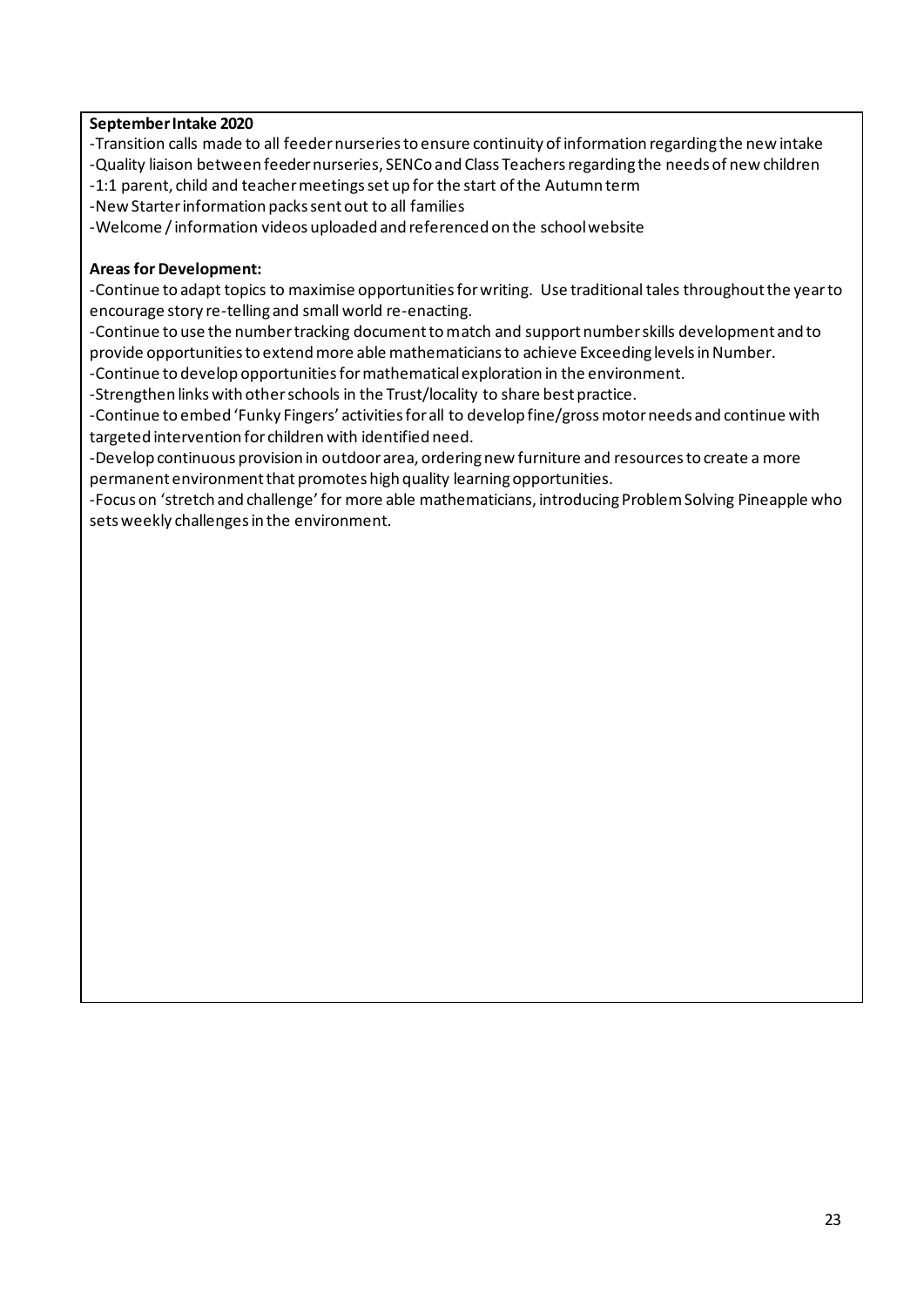**September Intake 2020**

-Transition calls made to all feeder nurseries to ensure continuity of information regarding the new intake
-Quality liaison between feeder nurseries, SENCo and Class Teachers regarding the needs of new children
-1:1 parent, child and teacher meetings set up for the start of the Autumn term
-New Starter information packs sent out to all families
-Welcome / information videos uploaded and referenced on the school website

**Areas for Development:**

-Continue to adapt topics to maximise opportunities for writing. Use traditional tales throughout the year to encourage story re-telling and small world re-enacting.
-Continue to use the number tracking document to match and support number skills development and to provide opportunities to extend more able mathematicians to achieve Exceeding levels in Number.
-Continue to develop opportunities for mathematical exploration in the environment.
-Strengthen links with other schools in the Trust/locality to share best practice.
-Continue to embed 'Funky Fingers' activities for all to develop fine/gross motor needs and continue with targeted intervention for children with identified need.
-Develop continuous provision in outdoor area, ordering new furniture and resources to create a more permanent environment that promotes high quality learning opportunities.
-Focus on 'stretch and challenge' for more able mathematicians, introducing Problem Solving Pineapple who sets weekly challenges in the environment.